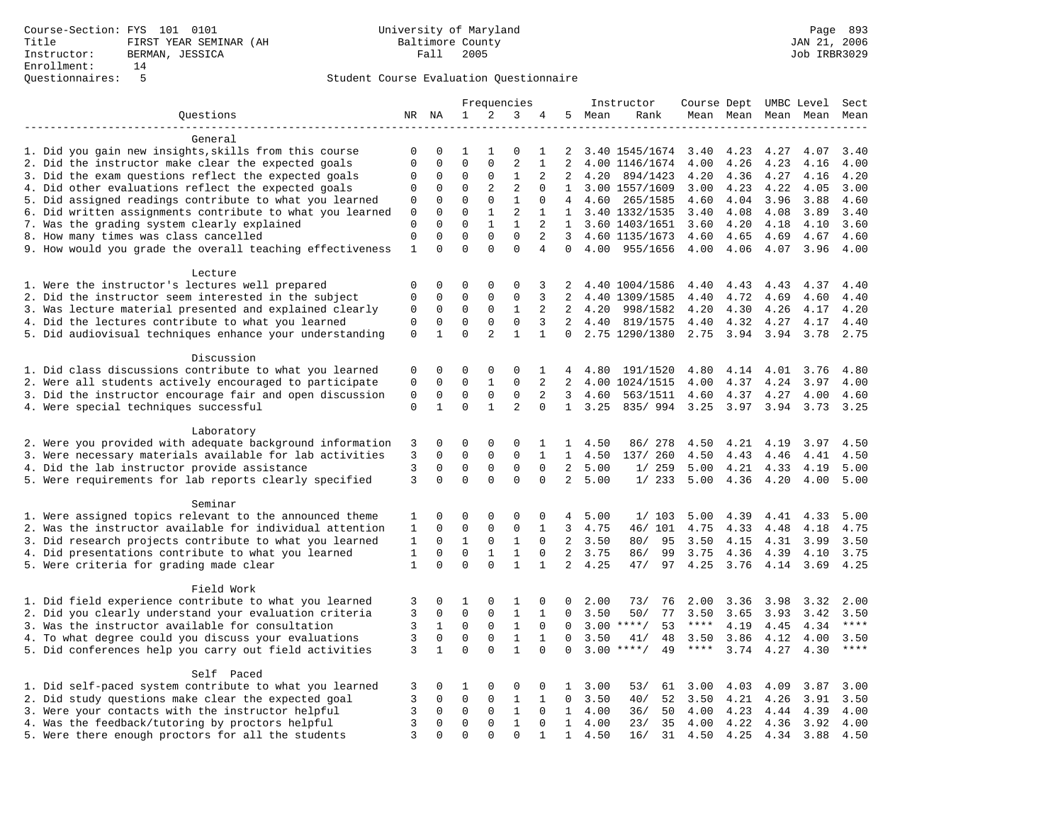Course-Section: FYS 101 0101
Title: FIRST YEAR SEMINAR (AH
Instructor: BERMAN, JESSICA
Enrollment: 14
Questionnaires: 5

University of Maryland
Baltimore County
Fall 2005

JAN 21, 2006
Job IRBR3029

Student Course Evaluation Questionnaire

| Questions | NR | NA | 1 | 2 | 3 | 4 | 5 | Instructor Mean | Rank | Course Mean | Dept Mean | UMBC Mean | Level Mean | Sect Mean |
|---|---|---|---|---|---|---|---|---|---|---|---|---|---|---|
| **General** | | | | | | | | | | | | | | |
| 1. Did you gain new insights,skills from this course | 0 | 0 | 1 | 1 | 0 | 1 | 2 | 3.40 | 1545/1674 | 3.40 | 4.23 | 4.27 | 4.07 | 3.40 |
| 2. Did the instructor make clear the expected goals | 0 | 0 | 0 | 0 | 2 | 1 | 2 | 4.00 | 1146/1674 | 4.00 | 4.26 | 4.23 | 4.16 | 4.00 |
| 3. Did the exam questions reflect the expected goals | 0 | 0 | 0 | 0 | 1 | 2 | 2 | 4.20 | 894/1423 | 4.20 | 4.36 | 4.27 | 4.16 | 4.20 |
| 4. Did other evaluations reflect the expected goals | 0 | 0 | 0 | 2 | 2 | 0 | 1 | 3.00 | 1557/1609 | 3.00 | 4.23 | 4.22 | 4.05 | 3.00 |
| 5. Did assigned readings contribute to what you learned | 0 | 0 | 0 | 0 | 1 | 0 | 4 | 4.60 | 265/1585 | 4.60 | 4.04 | 3.96 | 3.88 | 4.60 |
| 6. Did written assignments contribute to what you learned | 0 | 0 | 0 | 1 | 2 | 1 | 1 | 3.40 | 1332/1535 | 3.40 | 4.08 | 4.08 | 3.89 | 3.40 |
| 7. Was the grading system clearly explained | 0 | 0 | 0 | 1 | 1 | 2 | 1 | 3.60 | 1403/1651 | 3.60 | 4.20 | 4.18 | 4.10 | 3.60 |
| 8. How many times was class cancelled | 0 | 0 | 0 | 0 | 0 | 2 | 3 | 4.60 | 1135/1673 | 4.60 | 4.65 | 4.69 | 4.67 | 4.60 |
| 9. How would you grade the overall teaching effectiveness | 1 | 0 | 0 | 0 | 0 | 4 | 0 | 4.00 | 955/1656 | 4.00 | 4.06 | 4.07 | 3.96 | 4.00 |
| **Lecture** | | | | | | | | | | | | | | |
| 1. Were the instructor's lectures well prepared | 0 | 0 | 0 | 0 | 0 | 3 | 2 | 4.40 | 1004/1586 | 4.40 | 4.43 | 4.43 | 4.37 | 4.40 |
| 2. Did the instructor seem interested in the subject | 0 | 0 | 0 | 0 | 0 | 3 | 2 | 4.40 | 1309/1585 | 4.40 | 4.72 | 4.69 | 4.60 | 4.40 |
| 3. Was lecture material presented and explained clearly | 0 | 0 | 0 | 0 | 1 | 2 | 2 | 4.20 | 998/1582 | 4.20 | 4.30 | 4.26 | 4.17 | 4.20 |
| 4. Did the lectures contribute to what you learned | 0 | 0 | 0 | 0 | 0 | 3 | 2 | 4.40 | 819/1575 | 4.40 | 4.32 | 4.27 | 4.17 | 4.40 |
| 5. Did audiovisual techniques enhance your understanding | 0 | 1 | 0 | 2 | 1 | 1 | 0 | 2.75 | 1290/1380 | 2.75 | 3.94 | 3.94 | 3.78 | 2.75 |
| **Discussion** | | | | | | | | | | | | | | |
| 1. Did class discussions contribute to what you learned | 0 | 0 | 0 | 0 | 0 | 1 | 4 | 4.80 | 191/1520 | 4.80 | 4.14 | 4.01 | 3.76 | 4.80 |
| 2. Were all students actively encouraged to participate | 0 | 0 | 0 | 1 | 0 | 2 | 2 | 4.00 | 1024/1515 | 4.00 | 4.37 | 4.24 | 3.97 | 4.00 |
| 3. Did the instructor encourage fair and open discussion | 0 | 0 | 0 | 0 | 0 | 2 | 3 | 4.60 | 563/1511 | 4.60 | 4.37 | 4.27 | 4.00 | 4.60 |
| 4. Were special techniques successful | 0 | 1 | 0 | 1 | 2 | 0 | 1 | 3.25 | 835/ 994 | 3.25 | 3.97 | 3.94 | 3.73 | 3.25 |
| **Laboratory** | | | | | | | | | | | | | | |
| 2. Were you provided with adequate background information | 3 | 0 | 0 | 0 | 0 | 1 | 1 | 4.50 | 86/ 278 | 4.50 | 4.21 | 4.19 | 3.97 | 4.50 |
| 3. Were necessary materials available for lab activities | 3 | 0 | 0 | 0 | 0 | 1 | 1 | 4.50 | 137/ 260 | 4.50 | 4.43 | 4.46 | 4.41 | 4.50 |
| 4. Did the lab instructor provide assistance | 3 | 0 | 0 | 0 | 0 | 0 | 2 | 5.00 | 1/ 259 | 5.00 | 4.21 | 4.33 | 4.19 | 5.00 |
| 5. Were requirements for lab reports clearly specified | 3 | 0 | 0 | 0 | 0 | 0 | 2 | 5.00 | 1/ 233 | 5.00 | 4.36 | 4.20 | 4.00 | 5.00 |
| **Seminar** | | | | | | | | | | | | | | |
| 1. Were assigned topics relevant to the announced theme | 1 | 0 | 0 | 0 | 0 | 0 | 4 | 5.00 | 1/ 103 | 5.00 | 4.39 | 4.41 | 4.33 | 5.00 |
| 2. Was the instructor available for individual attention | 1 | 0 | 0 | 0 | 0 | 1 | 3 | 4.75 | 46/ 101 | 4.75 | 4.33 | 4.48 | 4.18 | 4.75 |
| 3. Did research projects contribute to what you learned | 1 | 0 | 1 | 0 | 1 | 0 | 2 | 3.50 | 80/ 95 | 3.50 | 4.15 | 4.31 | 3.99 | 3.50 |
| 4. Did presentations contribute to what you learned | 1 | 0 | 0 | 1 | 1 | 0 | 2 | 3.75 | 86/ 99 | 3.75 | 4.36 | 4.39 | 4.10 | 3.75 |
| 5. Were criteria for grading made clear | 1 | 0 | 0 | 0 | 1 | 1 | 2 | 4.25 | 47/ 97 | 4.25 | 3.76 | 4.14 | 3.69 | 4.25 |
| **Field Work** | | | | | | | | | | | | | | |
| 1. Did field experience contribute to what you learned | 3 | 0 | 1 | 0 | 1 | 0 | 0 | 2.00 | 73/ 76 | 2.00 | 3.36 | 3.98 | 3.32 | 2.00 |
| 2. Did you clearly understand your evaluation criteria | 3 | 0 | 0 | 0 | 1 | 1 | 0 | 3.50 | 50/ 77 | 3.50 | 3.65 | 3.93 | 3.42 | 3.50 |
| 3. Was the instructor available for consultation | 3 | 1 | 0 | 0 | 1 | 0 | 0 | 3.00 | ****/ 53 | **** | 4.19 | 4.45 | 4.34 | **** |
| 4. To what degree could you discuss your evaluations | 3 | 0 | 0 | 0 | 1 | 1 | 0 | 3.50 | 41/ 48 | 3.50 | 3.86 | 4.12 | 4.00 | 3.50 |
| 5. Did conferences help you carry out field activities | 3 | 1 | 0 | 0 | 1 | 0 | 0 | 3.00 | ****/ 49 | **** | 3.74 | 4.27 | 4.30 | **** |
| **Self Paced** | | | | | | | | | | | | | | |
| 1. Did self-paced system contribute to what you learned | 3 | 0 | 1 | 0 | 0 | 0 | 1 | 3.00 | 53/ 61 | 3.00 | 4.03 | 4.09 | 3.87 | 3.00 |
| 2. Did study questions make clear the expected goal | 3 | 0 | 0 | 0 | 1 | 1 | 0 | 3.50 | 40/ 52 | 3.50 | 4.21 | 4.26 | 3.91 | 3.50 |
| 3. Were your contacts with the instructor helpful | 3 | 0 | 0 | 0 | 1 | 0 | 1 | 4.00 | 36/ 50 | 4.00 | 4.23 | 4.44 | 4.39 | 4.00 |
| 4. Was the feedback/tutoring by proctors helpful | 3 | 0 | 0 | 0 | 1 | 0 | 1 | 4.00 | 23/ 35 | 4.00 | 4.22 | 4.36 | 3.92 | 4.00 |
| 5. Were there enough proctors for all the students | 3 | 0 | 0 | 0 | 0 | 1 | 1 | 4.50 | 16/ 31 | 4.50 | 4.25 | 4.34 | 3.88 | 4.50 |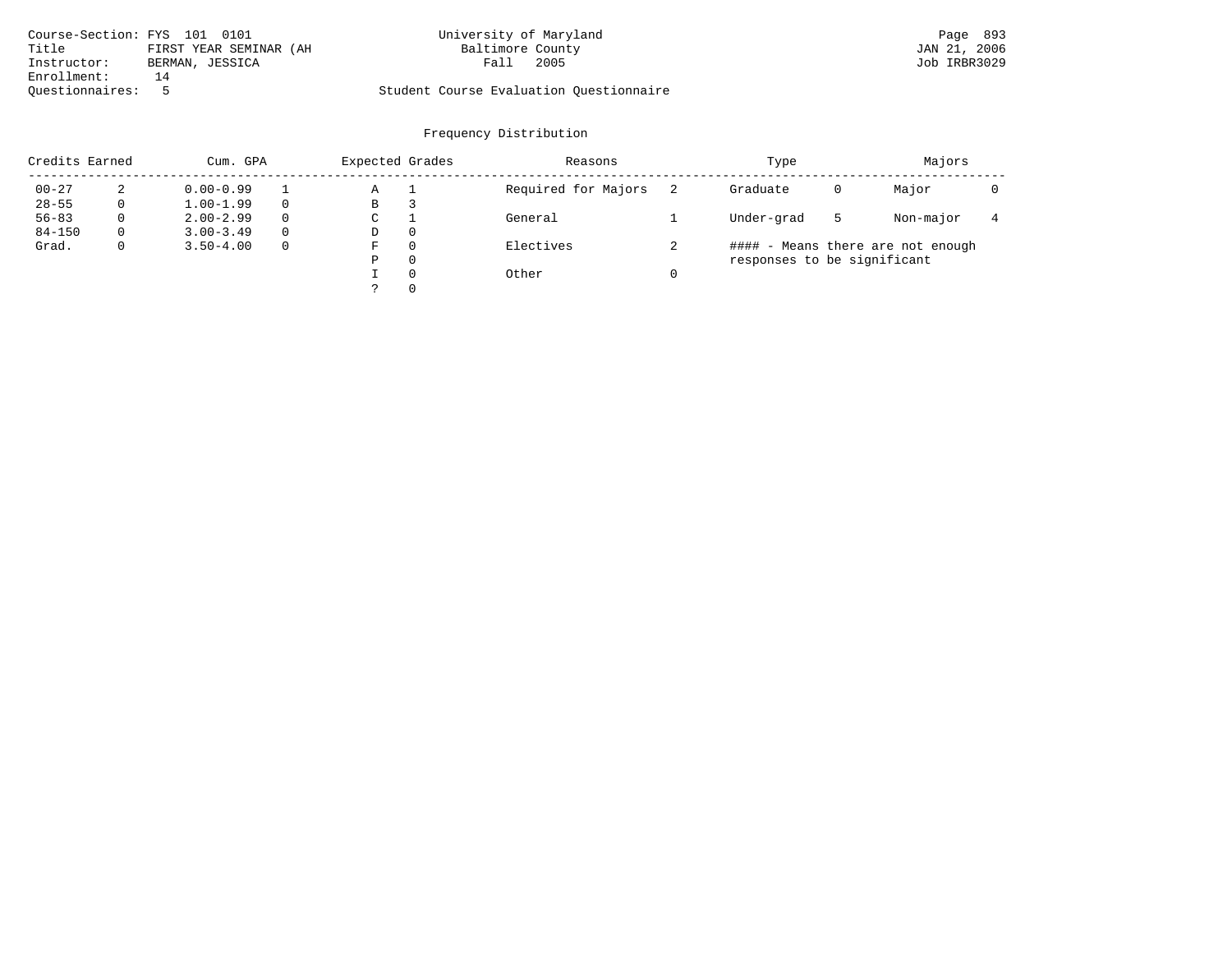Course-Section: FYS 101 0101
Title FIRST YEAR SEMINAR (AH
Instructor: BERMAN, JESSICA
Enrollment: 14
Questionnaires: 5

University of Maryland
Baltimore County
Fall 2005

Student Course Evaluation Questionnaire

JAN 21, 2006
Job IRBR3029

## Frequency Distribution

| Credits Earned | | Cum. GPA | | Expected Grades | | Reasons | | Type | | Majors | |
|---|---|---|---|---|---|---|---|---|---|---|---|
| 00-27 | 2 | 0.00-0.99 | 1 | A | 1 | Required for Majors | 2 | Graduate | 0 | Major | 0 |
| 28-55 | 0 | 1.00-1.99 | 0 | B | 3 | | | | | | |
| 56-83 | 0 | 2.00-2.99 | 0 | C | 1 | General | 1 | Under-grad | 5 | Non-major | 4 |
| 84-150 | 0 | 3.00-3.49 | 0 | D | 0 | | | | | | |
| Grad. | 0 | 3.50-4.00 | 0 | F | 0 | Electives | 2 | | | | |
| | | | | P | 0 | | | | | | |
| | | | | I | 0 | Other | 0 | | | | |
| | | | | ? | 0 | | | | | | |

#### - Means there are not enough responses to be significant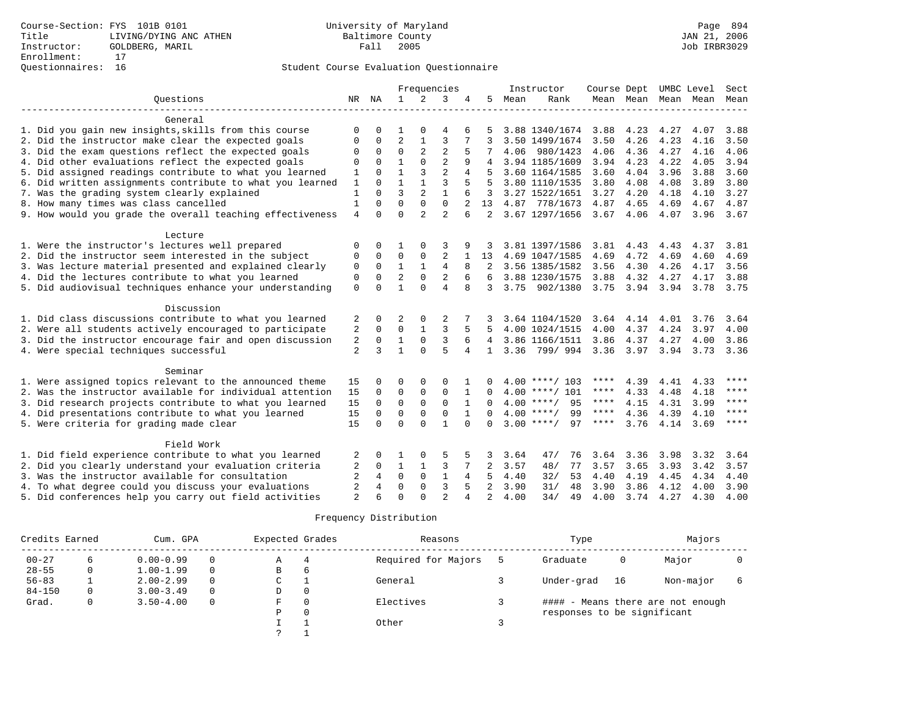Course-Section: FYS 101B 0101
Title: LIVING/DYING ANC ATHEN
Instructor: GOLDBERG, MARIL
Enrollment: 17
Questionnaires: 16

University of Maryland
Baltimore County
Fall 2005

JAN 21, 2006
Job IRBR3029

## Student Course Evaluation Questionnaire

| Questions | NR | NA | 1 | 2 | 3 | 4 | 5 | Instructor Mean | Instructor Rank | Course Mean | Dept Mean | UMBC Mean | Level Mean | Sect Mean |
|---|---|---|---|---|---|---|---|---|---|---|---|---|---|---|
| **General** | | | | | | | | | | | | | | |
| 1. Did you gain new insights,skills from this course | 0 | 0 | 1 | 0 | 4 | 6 | 5 | 3.88 | 1340/1674 | 3.88 | 4.23 | 4.27 | 4.07 | 3.88 |
| 2. Did the instructor make clear the expected goals | 0 | 0 | 2 | 1 | 3 | 7 | 3 | 3.50 | 1499/1674 | 3.50 | 4.26 | 4.23 | 4.16 | 3.50 |
| 3. Did the exam questions reflect the expected goals | 0 | 0 | 0 | 2 | 2 | 5 | 7 | 4.06 | 980/1423 | 4.06 | 4.36 | 4.27 | 4.16 | 4.06 |
| 4. Did other evaluations reflect the expected goals | 0 | 0 | 1 | 0 | 2 | 9 | 4 | 3.94 | 1185/1609 | 3.94 | 4.23 | 4.22 | 4.05 | 3.94 |
| 5. Did assigned readings contribute to what you learned | 1 | 0 | 1 | 3 | 2 | 4 | 5 | 3.60 | 1164/1585 | 3.60 | 4.04 | 3.96 | 3.88 | 3.60 |
| 6. Did written assignments contribute to what you learned | 1 | 0 | 1 | 1 | 3 | 5 | 5 | 3.80 | 1110/1535 | 3.80 | 4.08 | 4.08 | 3.89 | 3.80 |
| 7. Was the grading system clearly explained | 1 | 0 | 3 | 2 | 1 | 6 | 3 | 3.27 | 1522/1651 | 3.27 | 4.20 | 4.18 | 4.10 | 3.27 |
| 8. How many times was class cancelled | 1 | 0 | 0 | 0 | 0 | 2 | 13 | 4.87 | 778/1673 | 4.87 | 4.65 | 4.69 | 4.67 | 4.87 |
| 9. How would you grade the overall teaching effectiveness | 4 | 0 | 0 | 2 | 2 | 6 | 2 | 3.67 | 1297/1656 | 3.67 | 4.06 | 4.07 | 3.96 | 3.67 |
| **Lecture** | | | | | | | | | | | | | | |
| 1. Were the instructor's lectures well prepared | 0 | 0 | 1 | 0 | 3 | 9 | 3 | 3.81 | 1397/1586 | 3.81 | 4.43 | 4.43 | 4.37 | 3.81 |
| 2. Did the instructor seem interested in the subject | 0 | 0 | 0 | 0 | 2 | 1 | 13 | 4.69 | 1047/1585 | 4.69 | 4.72 | 4.69 | 4.60 | 4.69 |
| 3. Was lecture material presented and explained clearly | 0 | 0 | 1 | 1 | 4 | 8 | 2 | 3.56 | 1385/1582 | 3.56 | 4.30 | 4.26 | 4.17 | 3.56 |
| 4. Did the lectures contribute to what you learned | 0 | 0 | 2 | 0 | 2 | 6 | 6 | 3.88 | 1230/1575 | 3.88 | 4.32 | 4.27 | 4.17 | 3.88 |
| 5. Did audiovisual techniques enhance your understanding | 0 | 0 | 1 | 0 | 4 | 8 | 3 | 3.75 | 902/1380 | 3.75 | 3.94 | 3.94 | 3.78 | 3.75 |
| **Discussion** | | | | | | | | | | | | | | |
| 1. Did class discussions contribute to what you learned | 2 | 0 | 2 | 0 | 2 | 7 | 3 | 3.64 | 1104/1520 | 3.64 | 4.14 | 4.01 | 3.76 | 3.64 |
| 2. Were all students actively encouraged to participate | 2 | 0 | 0 | 1 | 3 | 5 | 5 | 4.00 | 1024/1515 | 4.00 | 4.37 | 4.24 | 3.97 | 4.00 |
| 3. Did the instructor encourage fair and open discussion | 2 | 0 | 1 | 0 | 3 | 6 | 4 | 3.86 | 1166/1511 | 3.86 | 4.37 | 4.27 | 4.00 | 3.86 |
| 4. Were special techniques successful | 2 | 3 | 1 | 0 | 5 | 4 | 1 | 3.36 | 799/ 994 | 3.36 | 3.97 | 3.94 | 3.73 | 3.36 |
| **Seminar** | | | | | | | | | | | | | | |
| 1. Were assigned topics relevant to the announced theme | 15 | 0 | 0 | 0 | 0 | 1 | 0 | 4.00 | ****/ 103 | **** | 4.39 | 4.41 | 4.33 | **** |
| 2. Was the instructor available for individual attention | 15 | 0 | 0 | 0 | 0 | 1 | 0 | 4.00 | ****/ 101 | **** | 4.33 | 4.48 | 4.18 | **** |
| 3. Did research projects contribute to what you learned | 15 | 0 | 0 | 0 | 0 | 1 | 0 | 4.00 | ****/ 95 | **** | 4.15 | 4.31 | 3.99 | **** |
| 4. Did presentations contribute to what you learned | 15 | 0 | 0 | 0 | 0 | 1 | 0 | 4.00 | ****/ 99 | **** | 4.36 | 4.39 | 4.10 | **** |
| 5. Were criteria for grading made clear | 15 | 0 | 0 | 0 | 1 | 0 | 0 | 3.00 | ****/ 97 | **** | 3.76 | 4.14 | 3.69 | **** |
| **Field Work** | | | | | | | | | | | | | | |
| 1. Did field experience contribute to what you learned | 2 | 0 | 1 | 0 | 5 | 5 | 3 | 3.64 | 47/ 76 | 3.64 | 3.36 | 3.98 | 3.32 | 3.64 |
| 2. Did you clearly understand your evaluation criteria | 2 | 0 | 1 | 1 | 3 | 7 | 2 | 3.57 | 48/ 77 | 3.57 | 3.65 | 3.93 | 3.42 | 3.57 |
| 3. Was the instructor available for consultation | 2 | 4 | 0 | 0 | 1 | 4 | 5 | 4.40 | 32/ 53 | 4.40 | 4.19 | 4.45 | 4.34 | 4.40 |
| 4. To what degree could you discuss your evaluations | 2 | 4 | 0 | 0 | 3 | 5 | 2 | 3.90 | 31/ 48 | 3.90 | 3.86 | 4.12 | 4.00 | 3.90 |
| 5. Did conferences help you carry out field activities | 2 | 6 | 0 | 0 | 2 | 4 | 2 | 4.00 | 34/ 49 | 4.00 | 3.74 | 4.27 | 4.30 | 4.00 |

## Frequency Distribution

| Credits Earned | | Cum. GPA | | Expected Grades | | Reasons | | Type | | Majors | |
|---|---|---|---|---|---|---|---|---|---|---|---|
| 00-27 | 6 | 0.00-0.99 | 0 | A | 4 | Required for Majors | 5 | Graduate | 0 | Major | 0 |
| 28-55 | 0 | 1.00-1.99 | 0 | B | 6 | | | | | | |
| 56-83 | 1 | 2.00-2.99 | 0 | C | 1 | General | 3 | Under-grad | 16 | Non-major | 6 |
| 84-150 | 0 | 3.00-3.49 | 0 | D | 0 | | | | | | |
| Grad. | 0 | 3.50-4.00 | 0 | F | 0 | Electives | 3 | #### - Means there are not enough responses to be significant | | | |
| | | | | P | 0 | | | | | | |
| | | | | I | 1 | Other | 3 | | | | |
| | | | | ? | 1 | | | | | | |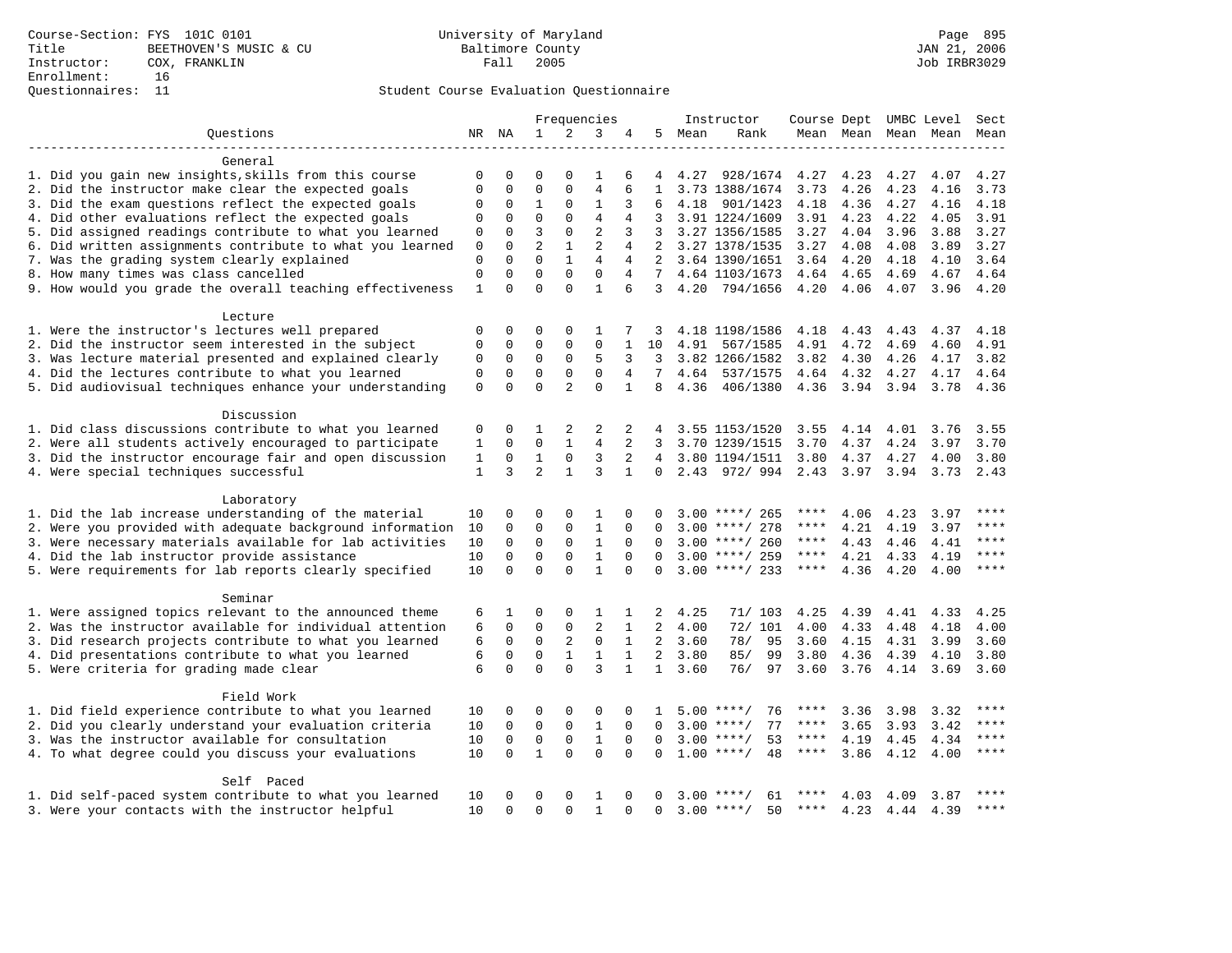Course-Section: FYS 101C 0101
Title: BEETHOVEN'S MUSIC & CU
Instructor: COX, FRANKLIN
Enrollment: 16
Questionnaires: 11

University of Maryland
Baltimore County
Fall 2005

JAN 21, 2006
Job IRBR3029

Student Course Evaluation Questionnaire

| Questions | NR | NA | 1 | 2 | 3 | 4 | 5 | Instructor Mean | Instructor Rank | Course Mean | Dept Mean | UMBC Mean | Level Mean | Sect Mean |
|---|---|---|---|---|---|---|---|---|---|---|---|---|---|---|
| **General** | | | | | | | | | | | | | | |
| 1. Did you gain new insights,skills from this course | 0 | 0 | 0 | 0 | 1 | 6 | 4 | 4.27 | 928/1674 | 4.27 | 4.23 | 4.27 | 4.07 | 4.27 |
| 2. Did the instructor make clear the expected goals | 0 | 0 | 0 | 0 | 4 | 6 | 1 | 3.73 | 1388/1674 | 3.73 | 4.26 | 4.23 | 4.16 | 3.73 |
| 3. Did the exam questions reflect the expected goals | 0 | 0 | 1 | 0 | 1 | 3 | 6 | 4.18 | 901/1423 | 4.18 | 4.36 | 4.27 | 4.16 | 4.18 |
| 4. Did other evaluations reflect the expected goals | 0 | 0 | 0 | 0 | 4 | 4 | 3 | 3.91 | 1224/1609 | 3.91 | 4.23 | 4.22 | 4.05 | 3.91 |
| 5. Did assigned readings contribute to what you learned | 0 | 0 | 3 | 0 | 2 | 3 | 3 | 3.27 | 1356/1585 | 3.27 | 4.04 | 3.96 | 3.88 | 3.27 |
| 6. Did written assignments contribute to what you learned | 0 | 0 | 2 | 1 | 2 | 4 | 2 | 3.27 | 1378/1535 | 3.27 | 4.08 | 4.08 | 3.89 | 3.27 |
| 7. Was the grading system clearly explained | 0 | 0 | 0 | 1 | 4 | 4 | 2 | 3.64 | 1390/1651 | 3.64 | 4.20 | 4.18 | 4.10 | 3.64 |
| 8. How many times was class cancelled | 0 | 0 | 0 | 0 | 0 | 4 | 7 | 4.64 | 1103/1673 | 4.64 | 4.65 | 4.69 | 4.67 | 4.64 |
| 9. How would you grade the overall teaching effectiveness | 1 | 0 | 0 | 0 | 1 | 6 | 3 | 4.20 | 794/1656 | 4.20 | 4.06 | 4.07 | 3.96 | 4.20 |
| **Lecture** | | | | | | | | | | | | | | |
| 1. Were the instructor's lectures well prepared | 0 | 0 | 0 | 0 | 1 | 7 | 3 | 4.18 | 1198/1586 | 4.18 | 4.43 | 4.43 | 4.37 | 4.18 |
| 2. Did the instructor seem interested in the subject | 0 | 0 | 0 | 0 | 0 | 1 | 10 | 4.91 | 567/1585 | 4.91 | 4.72 | 4.69 | 4.60 | 4.91 |
| 3. Was lecture material presented and explained clearly | 0 | 0 | 0 | 0 | 5 | 3 | 3 | 3.82 | 1266/1582 | 3.82 | 4.30 | 4.26 | 4.17 | 3.82 |
| 4. Did the lectures contribute to what you learned | 0 | 0 | 0 | 0 | 0 | 4 | 7 | 4.64 | 537/1575 | 4.64 | 4.32 | 4.27 | 4.17 | 4.64 |
| 5. Did audiovisual techniques enhance your understanding | 0 | 0 | 0 | 2 | 0 | 1 | 8 | 4.36 | 406/1380 | 4.36 | 3.94 | 3.94 | 3.78 | 4.36 |
| **Discussion** | | | | | | | | | | | | | | |
| 1. Did class discussions contribute to what you learned | 0 | 0 | 1 | 2 | 2 | 2 | 4 | 3.55 | 1153/1520 | 3.55 | 4.14 | 4.01 | 3.76 | 3.55 |
| 2. Were all students actively encouraged to participate | 1 | 0 | 0 | 1 | 4 | 2 | 3 | 3.70 | 1239/1515 | 3.70 | 4.37 | 4.24 | 3.97 | 3.70 |
| 3. Did the instructor encourage fair and open discussion | 1 | 0 | 1 | 0 | 3 | 2 | 4 | 3.80 | 1194/1511 | 3.80 | 4.37 | 4.27 | 4.00 | 3.80 |
| 4. Were special techniques successful | 1 | 3 | 2 | 1 | 3 | 1 | 0 | 2.43 | 972/ 994 | 2.43 | 3.97 | 3.94 | 3.73 | 2.43 |
| **Laboratory** | | | | | | | | | | | | | | |
| 1. Did the lab increase understanding of the material | 10 | 0 | 0 | 0 | 1 | 0 | 0 | 3.00 | ****/ 265 | **** | 4.06 | 4.23 | 3.97 | **** |
| 2. Were you provided with adequate background information | 10 | 0 | 0 | 0 | 1 | 0 | 0 | 3.00 | ****/ 278 | **** | 4.21 | 4.19 | 3.97 | **** |
| 3. Were necessary materials available for lab activities | 10 | 0 | 0 | 0 | 1 | 0 | 0 | 3.00 | ****/ 260 | **** | 4.43 | 4.46 | 4.41 | **** |
| 4. Did the lab instructor provide assistance | 10 | 0 | 0 | 0 | 1 | 0 | 0 | 3.00 | ****/ 259 | **** | 4.21 | 4.33 | 4.19 | **** |
| 5. Were requirements for lab reports clearly specified | 10 | 0 | 0 | 0 | 1 | 0 | 0 | 3.00 | ****/ 233 | **** | 4.36 | 4.20 | 4.00 | **** |
| **Seminar** | | | | | | | | | | | | | | |
| 1. Were assigned topics relevant to the announced theme | 6 | 1 | 0 | 0 | 1 | 1 | 2 | 4.25 | 71/ 103 | 4.25 | 4.39 | 4.41 | 4.33 | 4.25 |
| 2. Was the instructor available for individual attention | 6 | 0 | 0 | 0 | 2 | 1 | 2 | 4.00 | 72/ 101 | 4.00 | 4.33 | 4.48 | 4.18 | 4.00 |
| 3. Did research projects contribute to what you learned | 6 | 0 | 0 | 2 | 0 | 1 | 2 | 3.60 | 78/ 95 | 3.60 | 4.15 | 4.31 | 3.99 | 3.60 |
| 4. Did presentations contribute to what you learned | 6 | 0 | 0 | 1 | 1 | 1 | 2 | 3.80 | 85/ 99 | 3.80 | 4.36 | 4.39 | 4.10 | 3.80 |
| 5. Were criteria for grading made clear | 6 | 0 | 0 | 0 | 3 | 1 | 1 | 3.60 | 76/ 97 | 3.60 | 3.76 | 4.14 | 3.69 | 3.60 |
| **Field Work** | | | | | | | | | | | | | | |
| 1. Did field experience contribute to what you learned | 10 | 0 | 0 | 0 | 0 | 0 | 1 | 5.00 | ****/ 76 | **** | 3.36 | 3.98 | 3.32 | **** |
| 2. Did you clearly understand your evaluation criteria | 10 | 0 | 0 | 0 | 1 | 0 | 0 | 3.00 | ****/ 77 | **** | 3.65 | 3.93 | 3.42 | **** |
| 3. Was the instructor available for consultation | 10 | 0 | 0 | 0 | 1 | 0 | 0 | 3.00 | ****/ 53 | **** | 4.19 | 4.45 | 4.34 | **** |
| 4. To what degree could you discuss your evaluations | 10 | 0 | 1 | 0 | 0 | 0 | 0 | 1.00 | ****/ 48 | **** | 3.86 | 4.12 | 4.00 | **** |
| **Self Paced** | | | | | | | | | | | | | | |
| 1. Did self-paced system contribute to what you learned | 10 | 0 | 0 | 0 | 1 | 0 | 0 | 3.00 | ****/ 61 | **** | 4.03 | 4.09 | 3.87 | **** |
| 3. Were your contacts with the instructor helpful | 10 | 0 | 0 | 0 | 1 | 0 | 0 | 3.00 | ****/ 50 | **** | 4.23 | 4.44 | 4.39 | **** |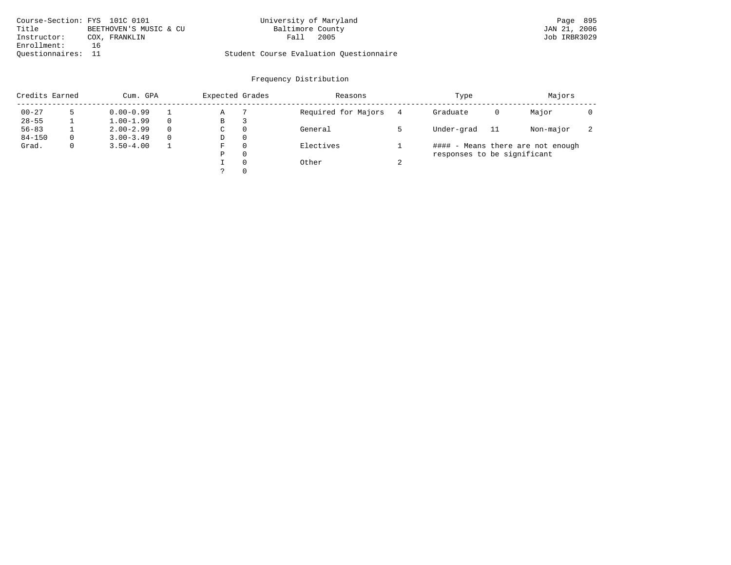Course-Section: FYS 101C 0101
Title BEETHOVEN'S MUSIC & CU
Instructor: COX, FRANKLIN
Enrollment: 16
Questionnaires: 11

University of Maryland
Baltimore County
Fall 2005

Student Course Evaluation Questionnaire

JAN 21, 2006
Job IRBR3029

## Frequency Distribution

| Credits Earned | | Cum. GPA | | Expected Grades | | Reasons | | Type | | Majors | |
|---|---|---|---|---|---|---|---|---|---|---|---|
| 00-27 | 5 | 0.00-0.99 | 1 | A | 7 | Required for Majors | 4 | Graduate | 0 | Major | 0 |
| 28-55 | 1 | 1.00-1.99 | 0 | B | 3 | | | | | | |
| 56-83 | 1 | 2.00-2.99 | 0 | C | 0 | General | 5 | Under-grad | 11 | Non-major | 2 |
| 84-150 | 0 | 3.00-3.49 | 0 | D | 0 | | | | | | |
| Grad. | 0 | 3.50-4.00 | 1 | F | 0 | Electives | 1 | | | | |
| | | | | P | 0 | | | | | | |
| | | | | I | 0 | Other | 2 | | | | |
| | | | | ? | 0 | | | | | | |

#### - Means there are not enough responses to be significant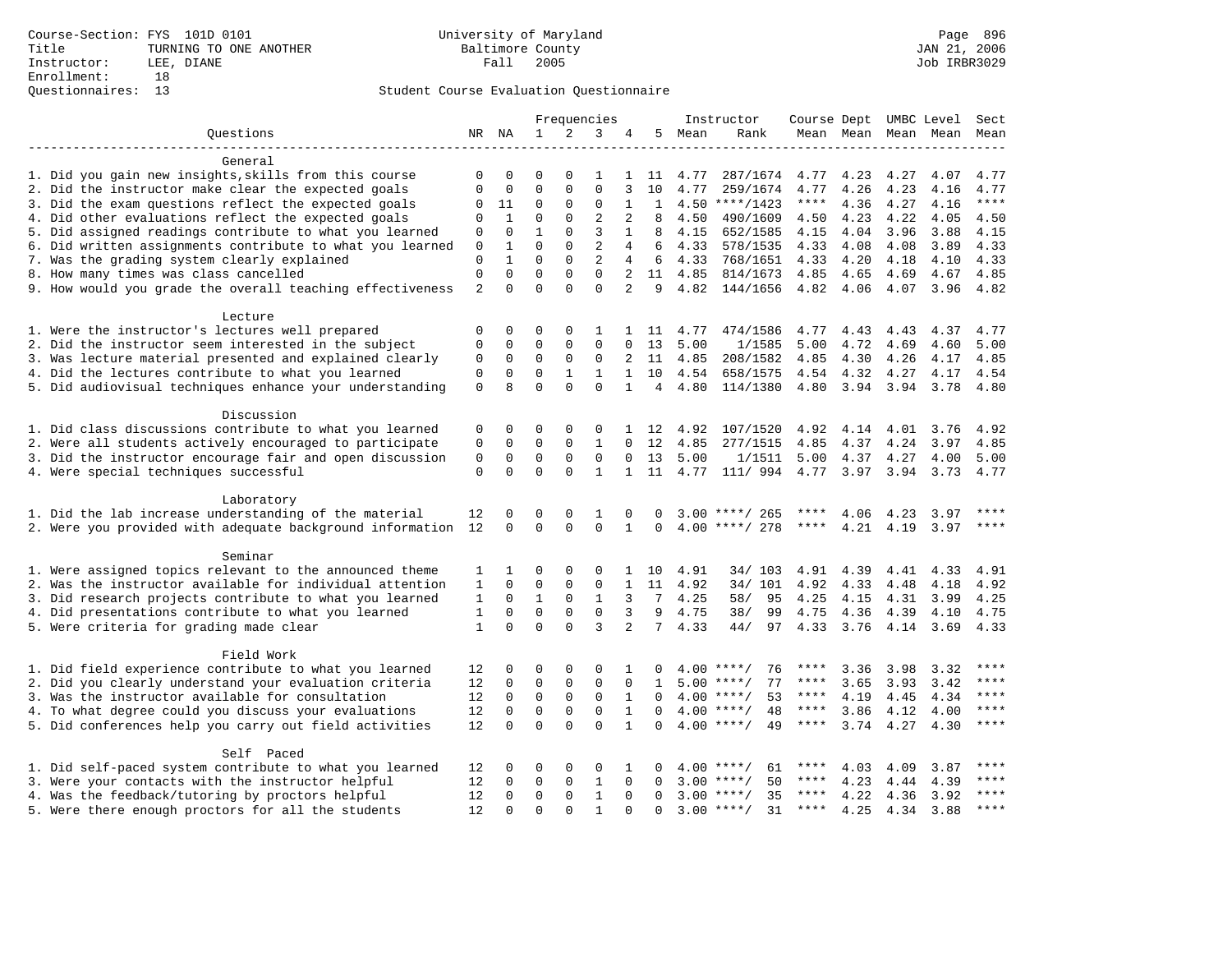Course-Section: FYS 101D 0101
Title: TURNING TO ONE ANOTHER
Instructor: LEE, DIANE
Enrollment: 18
Questionnaires: 13

University of Maryland
Baltimore County
Fall 2005

Student Course Evaluation Questionnaire

| Questions | NR | NA | 1 | 2 | 3 | 4 | 5 | Instructor Mean | Instructor Rank | Course Mean | Dept Mean | UMBC Mean | Level Mean | Sect Mean |
|---|---|---|---|---|---|---|---|---|---|---|---|---|---|---|
| **General** | | | | | | | | | | | | | | |
| 1. Did you gain new insights,skills from this course | 0 | 0 | 0 | 0 | 1 | 1 | 11 | 4.77 | 287/1674 | 4.77 | 4.23 | 4.27 | 4.07 | 4.77 |
| 2. Did the instructor make clear the expected goals | 0 | 0 | 0 | 0 | 0 | 3 | 10 | 4.77 | 259/1674 | 4.77 | 4.26 | 4.23 | 4.16 | 4.77 |
| 3. Did the exam questions reflect the expected goals | 0 | 11 | 0 | 0 | 0 | 1 | 1 | 4.50 | ****/1423 | **** | 4.36 | 4.27 | 4.16 | **** |
| 4. Did other evaluations reflect the expected goals | 0 | 1 | 0 | 0 | 2 | 2 | 8 | 4.50 | 490/1609 | 4.50 | 4.23 | 4.22 | 4.05 | 4.50 |
| 5. Did assigned readings contribute to what you learned | 0 | 0 | 1 | 0 | 3 | 1 | 8 | 4.15 | 652/1585 | 4.15 | 4.04 | 3.96 | 3.88 | 4.15 |
| 6. Did written assignments contribute to what you learned | 0 | 1 | 0 | 0 | 2 | 4 | 6 | 4.33 | 578/1535 | 4.33 | 4.08 | 4.08 | 3.89 | 4.33 |
| 7. Was the grading system clearly explained | 0 | 1 | 0 | 0 | 2 | 4 | 6 | 4.33 | 768/1651 | 4.33 | 4.20 | 4.18 | 4.10 | 4.33 |
| 8. How many times was class cancelled | 0 | 0 | 0 | 0 | 0 | 2 | 11 | 4.85 | 814/1673 | 4.85 | 4.65 | 4.69 | 4.67 | 4.85 |
| 9. How would you grade the overall teaching effectiveness | 2 | 0 | 0 | 0 | 0 | 2 | 9 | 4.82 | 144/1656 | 4.82 | 4.06 | 4.07 | 3.96 | 4.82 |
| **Lecture** | | | | | | | | | | | | | | |
| 1. Were the instructor's lectures well prepared | 0 | 0 | 0 | 0 | 1 | 1 | 11 | 4.77 | 474/1586 | 4.77 | 4.43 | 4.43 | 4.37 | 4.77 |
| 2. Did the instructor seem interested in the subject | 0 | 0 | 0 | 0 | 0 | 0 | 13 | 5.00 | 1/1585 | 5.00 | 4.72 | 4.69 | 4.60 | 5.00 |
| 3. Was lecture material presented and explained clearly | 0 | 0 | 0 | 0 | 0 | 2 | 11 | 4.85 | 208/1582 | 4.85 | 4.30 | 4.26 | 4.17 | 4.85 |
| 4. Did the lectures contribute to what you learned | 0 | 0 | 0 | 1 | 1 | 1 | 10 | 4.54 | 658/1575 | 4.54 | 4.32 | 4.27 | 4.17 | 4.54 |
| 5. Did audiovisual techniques enhance your understanding | 0 | 8 | 0 | 0 | 0 | 1 | 4 | 4.80 | 114/1380 | 4.80 | 3.94 | 3.94 | 3.78 | 4.80 |
| **Discussion** | | | | | | | | | | | | | | |
| 1. Did class discussions contribute to what you learned | 0 | 0 | 0 | 0 | 0 | 1 | 12 | 4.92 | 107/1520 | 4.92 | 4.14 | 4.01 | 3.76 | 4.92 |
| 2. Were all students actively encouraged to participate | 0 | 0 | 0 | 0 | 1 | 0 | 12 | 4.85 | 277/1515 | 4.85 | 4.37 | 4.24 | 3.97 | 4.85 |
| 3. Did the instructor encourage fair and open discussion | 0 | 0 | 0 | 0 | 0 | 0 | 13 | 5.00 | 1/1511 | 5.00 | 4.37 | 4.27 | 4.00 | 5.00 |
| 4. Were special techniques successful | 0 | 0 | 0 | 0 | 1 | 1 | 11 | 4.77 | 111/ 994 | 4.77 | 3.97 | 3.94 | 3.73 | 4.77 |
| **Laboratory** | | | | | | | | | | | | | | |
| 1. Did the lab increase understanding of the material | 12 | 0 | 0 | 0 | 1 | 0 | 0 | 3.00 | ****/ 265 | **** | 4.06 | 4.23 | 3.97 | **** |
| 2. Were you provided with adequate background information | 12 | 0 | 0 | 0 | 0 | 1 | 0 | 4.00 | ****/ 278 | **** | 4.21 | 4.19 | 3.97 | **** |
| **Seminar** | | | | | | | | | | | | | | |
| 1. Were assigned topics relevant to the announced theme | 1 | 1 | 0 | 0 | 0 | 1 | 10 | 4.91 | 34/ 103 | 4.91 | 4.39 | 4.41 | 4.33 | 4.91 |
| 2. Was the instructor available for individual attention | 1 | 0 | 0 | 0 | 0 | 1 | 11 | 4.92 | 34/ 101 | 4.92 | 4.33 | 4.48 | 4.18 | 4.92 |
| 3. Did research projects contribute to what you learned | 1 | 0 | 1 | 0 | 1 | 3 | 7 | 4.25 | 58/ 95 | 4.25 | 4.15 | 4.31 | 3.99 | 4.25 |
| 4. Did presentations contribute to what you learned | 1 | 0 | 0 | 0 | 0 | 3 | 9 | 4.75 | 38/ 99 | 4.75 | 4.36 | 4.39 | 4.10 | 4.75 |
| 5. Were criteria for grading made clear | 1 | 0 | 0 | 0 | 3 | 2 | 7 | 4.33 | 44/ 97 | 4.33 | 3.76 | 4.14 | 3.69 | 4.33 |
| **Field Work** | | | | | | | | | | | | | | |
| 1. Did field experience contribute to what you learned | 12 | 0 | 0 | 0 | 0 | 1 | 0 | 4.00 | ****/ 76 | **** | 3.36 | 3.98 | 3.32 | **** |
| 2. Did you clearly understand your evaluation criteria | 12 | 0 | 0 | 0 | 0 | 0 | 1 | 5.00 | ****/ 77 | **** | 3.65 | 3.93 | 3.42 | **** |
| 3. Was the instructor available for consultation | 12 | 0 | 0 | 0 | 0 | 1 | 0 | 4.00 | ****/ 53 | **** | 4.19 | 4.45 | 4.34 | **** |
| 4. To what degree could you discuss your evaluations | 12 | 0 | 0 | 0 | 0 | 1 | 0 | 4.00 | ****/ 48 | **** | 3.86 | 4.12 | 4.00 | **** |
| 5. Did conferences help you carry out field activities | 12 | 0 | 0 | 0 | 0 | 1 | 0 | 4.00 | ****/ 49 | **** | 3.74 | 4.27 | 4.30 | **** |
| **Self Paced** | | | | | | | | | | | | | | |
| 1. Did self-paced system contribute to what you learned | 12 | 0 | 0 | 0 | 0 | 1 | 0 | 4.00 | ****/ 61 | **** | 4.03 | 4.09 | 3.87 | **** |
| 3. Were your contacts with the instructor helpful | 12 | 0 | 0 | 0 | 1 | 0 | 0 | 3.00 | ****/ 50 | **** | 4.23 | 4.44 | 4.39 | **** |
| 4. Was the feedback/tutoring by proctors helpful | 12 | 0 | 0 | 0 | 1 | 0 | 0 | 3.00 | ****/ 35 | **** | 4.22 | 4.36 | 3.92 | **** |
| 5. Were there enough proctors for all the students | 12 | 0 | 0 | 0 | 1 | 0 | 0 | 3.00 | ****/ 31 | **** | 4.25 | 4.34 | 3.88 | **** |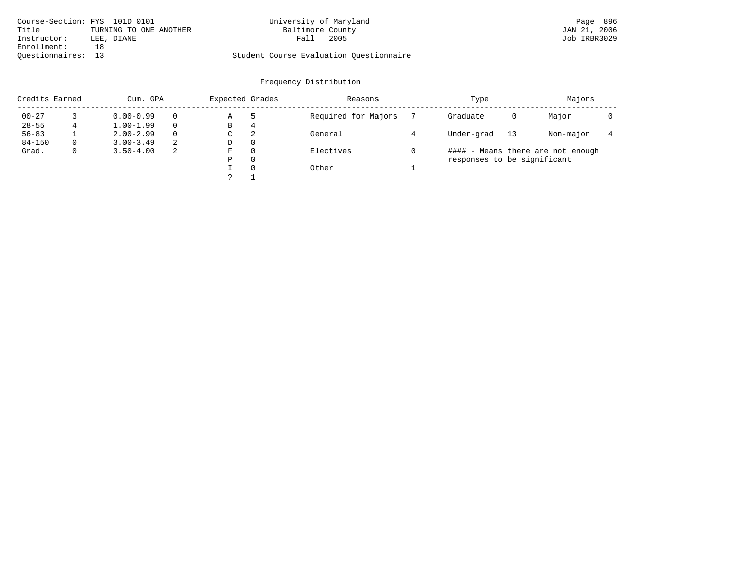Course-Section: FYS 101D 0101
Title: TURNING TO ONE ANOTHER
Instructor: LEE, DIANE
Enrollment: 18
Questionnaires: 13

University of Maryland
Baltimore County
Fall 2005

Student Course Evaluation Questionnaire

Page 896
JAN 21, 2006
Job IRBR3029

## Frequency Distribution

| Credits Earned | | Cum. GPA | | Expected Grades | | Reasons | | Type | | Majors | |
|---|---|---|---|---|---|---|---|---|---|---|---|
| 00-27 | 3 | 0.00-0.99 | 0 | A | 5 | Required for Majors | 7 | Graduate | 0 | Major | 0 |
| 28-55 | 4 | 1.00-1.99 | 0 | B | 4 | | | | | | |
| 56-83 | 1 | 2.00-2.99 | 0 | C | 2 | General | 4 | Under-grad | 13 | Non-major | 4 |
| 84-150 | 0 | 3.00-3.49 | 2 | D | 0 | | | | | | |
| Grad. | 0 | 3.50-4.00 | 2 | F | 0 | Electives | 0 | | | | |
| | | | | P | 0 | | | | | | |
| | | | | I | 0 | Other | 1 | | | | |
| | | | | ? | 1 | | | | | | |

#### - Means there are not enough responses to be significant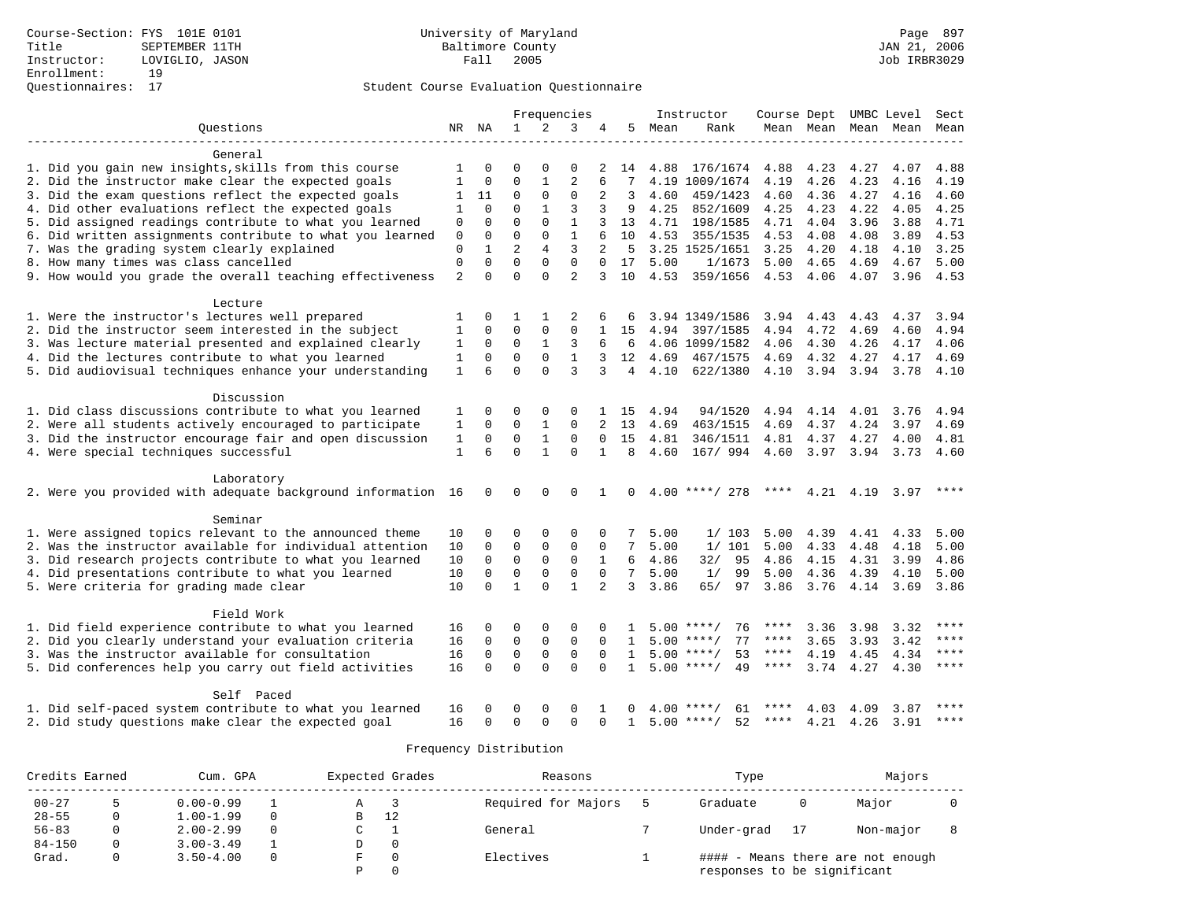Course-Section: FYS 101E 0101
Title: SEPTEMBER 11TH
Instructor: LOVIGLIO, JASON
Enrollment: 19
Questionnaires: 17

University of Maryland
Baltimore County
Fall 2005

Page 897
JAN 21, 2006
Job IRBR3029

## Student Course Evaluation Questionnaire

| Questions | NR | NA | 1 | 2 | 3 | 4 | 5 | Instructor Mean | Rank | Course Mean | Dept Mean | UMBC Mean | Level Mean | Sect Mean |
|---|---|---|---|---|---|---|---|---|---|---|---|---|---|---|
| **General** | | | | | | | | | | | | | | |
| 1. Did you gain new insights,skills from this course | 1 | 0 | 0 | 0 | 0 | 2 | 14 | 4.88 | 176/1674 | 4.88 | 4.23 | 4.27 | 4.07 | 4.88 |
| 2. Did the instructor make clear the expected goals | 1 | 0 | 0 | 1 | 2 | 6 | 7 | 4.19 | 1009/1674 | 4.19 | 4.26 | 4.23 | 4.16 | 4.19 |
| 3. Did the exam questions reflect the expected goals | 1 | 11 | 0 | 0 | 0 | 2 | 3 | 4.60 | 459/1423 | 4.60 | 4.36 | 4.27 | 4.16 | 4.60 |
| 4. Did other evaluations reflect the expected goals | 1 | 0 | 0 | 1 | 3 | 3 | 9 | 4.25 | 852/1609 | 4.25 | 4.23 | 4.22 | 4.05 | 4.25 |
| 5. Did assigned readings contribute to what you learned | 0 | 0 | 0 | 0 | 1 | 3 | 13 | 4.71 | 198/1585 | 4.71 | 4.04 | 3.96 | 3.88 | 4.71 |
| 6. Did written assignments contribute to what you learned | 0 | 0 | 0 | 0 | 1 | 6 | 10 | 4.53 | 355/1535 | 4.53 | 4.08 | 4.08 | 3.89 | 4.53 |
| 7. Was the grading system clearly explained | 0 | 1 | 2 | 4 | 3 | 2 | 5 | 3.25 | 1525/1651 | 3.25 | 4.20 | 4.18 | 4.10 | 3.25 |
| 8. How many times was class cancelled | 0 | 0 | 0 | 0 | 0 | 0 | 17 | 5.00 | 1/1673 | 5.00 | 4.65 | 4.69 | 4.67 | 5.00 |
| 9. How would you grade the overall teaching effectiveness | 2 | 0 | 0 | 0 | 2 | 3 | 10 | 4.53 | 359/1656 | 4.53 | 4.06 | 4.07 | 3.96 | 4.53 |
| **Lecture** | | | | | | | | | | | | | | |
| 1. Were the instructor's lectures well prepared | 1 | 0 | 1 | 1 | 2 | 6 | 6 | 3.94 | 1349/1586 | 3.94 | 4.43 | 4.43 | 4.37 | 3.94 |
| 2. Did the instructor seem interested in the subject | 1 | 0 | 0 | 0 | 0 | 1 | 15 | 4.94 | 397/1585 | 4.94 | 4.72 | 4.69 | 4.60 | 4.94 |
| 3. Was lecture material presented and explained clearly | 1 | 0 | 0 | 1 | 3 | 6 | 6 | 4.06 | 1099/1582 | 4.06 | 4.30 | 4.26 | 4.17 | 4.06 |
| 4. Did the lectures contribute to what you learned | 1 | 0 | 0 | 0 | 1 | 3 | 12 | 4.69 | 467/1575 | 4.69 | 4.32 | 4.27 | 4.17 | 4.69 |
| 5. Did audiovisual techniques enhance your understanding | 1 | 6 | 0 | 0 | 3 | 3 | 4 | 4.10 | 622/1380 | 4.10 | 3.94 | 3.94 | 3.78 | 4.10 |
| **Discussion** | | | | | | | | | | | | | | |
| 1. Did class discussions contribute to what you learned | 1 | 0 | 0 | 0 | 0 | 1 | 15 | 4.94 | 94/1520 | 4.94 | 4.14 | 4.01 | 3.76 | 4.94 |
| 2. Were all students actively encouraged to participate | 1 | 0 | 0 | 1 | 0 | 2 | 13 | 4.69 | 463/1515 | 4.69 | 4.37 | 4.24 | 3.97 | 4.69 |
| 3. Did the instructor encourage fair and open discussion | 1 | 0 | 0 | 1 | 0 | 0 | 15 | 4.81 | 346/1511 | 4.81 | 4.37 | 4.27 | 4.00 | 4.81 |
| 4. Were special techniques successful | 1 | 6 | 0 | 1 | 0 | 1 | 8 | 4.60 | 167/ 994 | 4.60 | 3.97 | 3.94 | 3.73 | 4.60 |
| **Laboratory** | | | | | | | | | | | | | | |
| 2. Were you provided with adequate background information | 16 | 0 | 0 | 0 | 0 | 1 | 0 | 4.00 | ****/ 278 | **** | 4.21 | 4.19 | 3.97 | **** |
| **Seminar** | | | | | | | | | | | | | | |
| 1. Were assigned topics relevant to the announced theme | 10 | 0 | 0 | 0 | 0 | 0 | 7 | 5.00 | 1/ 103 | 5.00 | 4.39 | 4.41 | 4.33 | 5.00 |
| 2. Was the instructor available for individual attention | 10 | 0 | 0 | 0 | 0 | 0 | 7 | 5.00 | 1/ 101 | 5.00 | 4.33 | 4.48 | 4.18 | 5.00 |
| 3. Did research projects contribute to what you learned | 10 | 0 | 0 | 0 | 0 | 1 | 6 | 4.86 | 32/ 95 | 4.86 | 4.15 | 4.31 | 3.99 | 4.86 |
| 4. Did presentations contribute to what you learned | 10 | 0 | 0 | 0 | 0 | 0 | 7 | 5.00 | 1/ 99 | 5.00 | 4.36 | 4.39 | 4.10 | 5.00 |
| 5. Were criteria for grading made clear | 10 | 0 | 1 | 0 | 1 | 2 | 3 | 3.86 | 65/ 97 | 3.86 | 3.76 | 4.14 | 3.69 | 3.86 |
| **Field Work** | | | | | | | | | | | | | | |
| 1. Did field experience contribute to what you learned | 16 | 0 | 0 | 0 | 0 | 0 | 1 | 5.00 | ****/ 76 | **** | 3.36 | 3.98 | 3.32 | **** |
| 2. Did you clearly understand your evaluation criteria | 16 | 0 | 0 | 0 | 0 | 0 | 1 | 5.00 | ****/ 77 | **** | 3.65 | 3.93 | 3.42 | **** |
| 3. Was the instructor available for consultation | 16 | 0 | 0 | 0 | 0 | 0 | 1 | 5.00 | ****/ 53 | **** | 4.19 | 4.45 | 4.34 | **** |
| 5. Did conferences help you carry out field activities | 16 | 0 | 0 | 0 | 0 | 0 | 1 | 5.00 | ****/ 49 | **** | 3.74 | 4.27 | 4.30 | **** |
| **Self Paced** | | | | | | | | | | | | | | |
| 1. Did self-paced system contribute to what you learned | 16 | 0 | 0 | 0 | 0 | 1 | 0 | 4.00 | ****/ 61 | **** | 4.03 | 4.09 | 3.87 | **** |
| 2. Did study questions make clear the expected goal | 16 | 0 | 0 | 0 | 0 | 0 | 1 | 5.00 | ****/ 52 | **** | 4.21 | 4.26 | 3.91 | **** |

## Frequency Distribution

| Credits Earned | | Cum. GPA | | Expected Grades | | Reasons | | Type | | Majors | |
|---|---|---|---|---|---|---|---|---|---|---|---|
| 00-27 | 5 | 0.00-0.99 | 1 | A | 3 | Required for Majors | 5 | Graduate | 0 | Major | 0 |
| 28-55 | 0 | 1.00-1.99 | 0 | B | 12 | | | | | | |
| 56-83 | 0 | 2.00-2.99 | 0 | C | 1 | General | 7 | Under-grad | 17 | Non-major | 8 |
| 84-150 | 0 | 3.00-3.49 | 1 | D | 0 | | | | | | |
| Grad. | 0 | 3.50-4.00 | 0 | F | 0 | Electives | 1 | | | | |
| | | | | P | 0 | | | | | | |

#### - Means there are not enough responses to be significant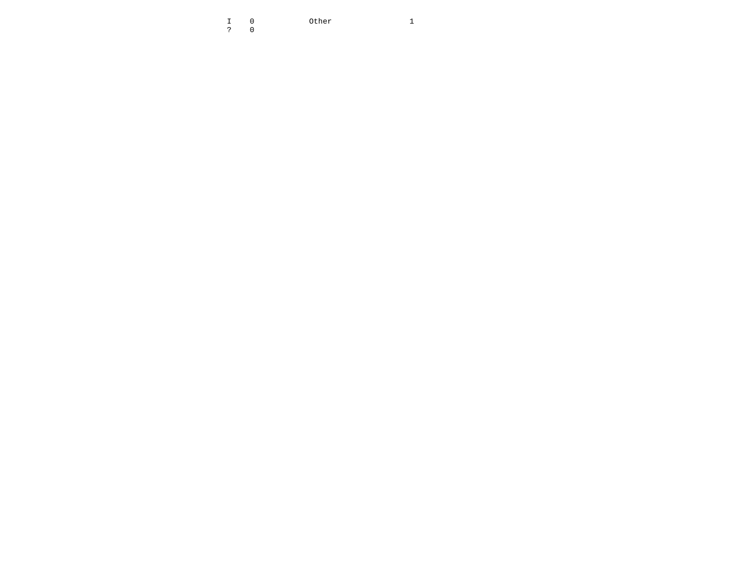| | | | |
|---|---|---|---|
| I | 0 | Other | 1 |
| ? | 0 | | |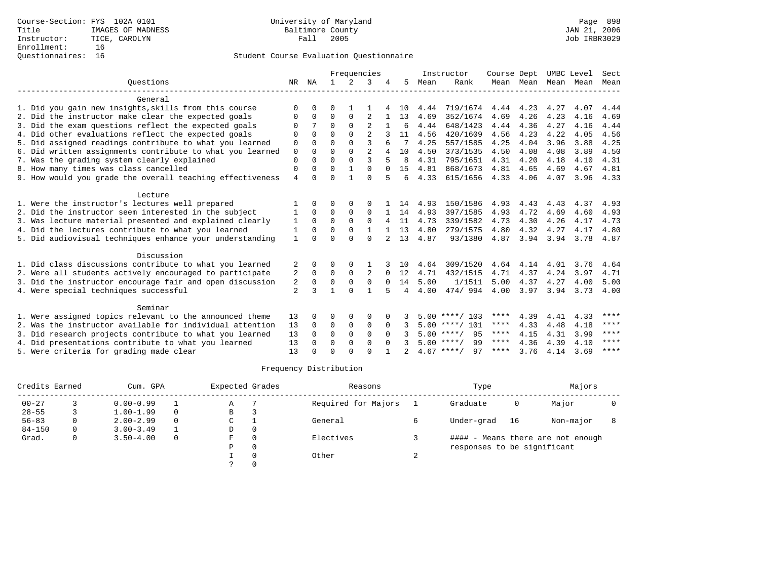Course-Section: FYS 102A 0101
Title: IMAGES OF MADNESS
Instructor: TICE, CAROLYN
Enrollment: 16
Questionnaires: 16

University of Maryland
Baltimore County
Fall 2005

Page 898
JAN 21, 2006
Job IRBR3029

## Student Course Evaluation Questionnaire

| Questions | NR | NA | 1 | 2 | 3 | 4 | 5 | Instructor Mean | Instructor Rank | Course Mean | Dept Mean | UMBC Mean | Level Mean | Sect Mean |
|---|---|---|---|---|---|---|---|---|---|---|---|---|---|---|
| **General** | | | | | | | | | | | | | | |
| 1. Did you gain new insights,skills from this course | 0 | 0 | 0 | 1 | 1 | 4 | 10 | 4.44 | 719/1674 | 4.44 | 4.23 | 4.27 | 4.07 | 4.44 |
| 2. Did the instructor make clear the expected goals | 0 | 0 | 0 | 0 | 2 | 1 | 13 | 4.69 | 352/1674 | 4.69 | 4.26 | 4.23 | 4.16 | 4.69 |
| 3. Did the exam questions reflect the expected goals | 0 | 7 | 0 | 0 | 2 | 1 | 6 | 4.44 | 648/1423 | 4.44 | 4.36 | 4.27 | 4.16 | 4.44 |
| 4. Did other evaluations reflect the expected goals | 0 | 0 | 0 | 0 | 2 | 3 | 11 | 4.56 | 420/1609 | 4.56 | 4.23 | 4.22 | 4.05 | 4.56 |
| 5. Did assigned readings contribute to what you learned | 0 | 0 | 0 | 0 | 3 | 6 | 7 | 4.25 | 557/1585 | 4.25 | 4.04 | 3.96 | 3.88 | 4.25 |
| 6. Did written assignments contribute to what you learned | 0 | 0 | 0 | 0 | 2 | 4 | 10 | 4.50 | 373/1535 | 4.50 | 4.08 | 4.08 | 3.89 | 4.50 |
| 7. Was the grading system clearly explained | 0 | 0 | 0 | 0 | 3 | 5 | 8 | 4.31 | 795/1651 | 4.31 | 4.20 | 4.18 | 4.10 | 4.31 |
| 8. How many times was class cancelled | 0 | 0 | 0 | 1 | 0 | 0 | 15 | 4.81 | 868/1673 | 4.81 | 4.65 | 4.69 | 4.67 | 4.81 |
| 9. How would you grade the overall teaching effectiveness | 4 | 0 | 0 | 1 | 0 | 5 | 6 | 4.33 | 615/1656 | 4.33 | 4.06 | 4.07 | 3.96 | 4.33 |
| **Lecture** | | | | | | | | | | | | | | |
| 1. Were the instructor's lectures well prepared | 1 | 0 | 0 | 0 | 0 | 1 | 14 | 4.93 | 150/1586 | 4.93 | 4.43 | 4.43 | 4.37 | 4.93 |
| 2. Did the instructor seem interested in the subject | 1 | 0 | 0 | 0 | 0 | 1 | 14 | 4.93 | 397/1585 | 4.93 | 4.72 | 4.69 | 4.60 | 4.93 |
| 3. Was lecture material presented and explained clearly | 1 | 0 | 0 | 0 | 0 | 4 | 11 | 4.73 | 339/1582 | 4.73 | 4.30 | 4.26 | 4.17 | 4.73 |
| 4. Did the lectures contribute to what you learned | 1 | 0 | 0 | 0 | 1 | 1 | 13 | 4.80 | 279/1575 | 4.80 | 4.32 | 4.27 | 4.17 | 4.80 |
| 5. Did audiovisual techniques enhance your understanding | 1 | 0 | 0 | 0 | 0 | 2 | 13 | 4.87 | 93/1380 | 4.87 | 3.94 | 3.94 | 3.78 | 4.87 |
| **Discussion** | | | | | | | | | | | | | | |
| 1. Did class discussions contribute to what you learned | 2 | 0 | 0 | 0 | 1 | 3 | 10 | 4.64 | 309/1520 | 4.64 | 4.14 | 4.01 | 3.76 | 4.64 |
| 2. Were all students actively encouraged to participate | 2 | 0 | 0 | 0 | 2 | 0 | 12 | 4.71 | 432/1515 | 4.71 | 4.37 | 4.24 | 3.97 | 4.71 |
| 3. Did the instructor encourage fair and open discussion | 2 | 0 | 0 | 0 | 0 | 0 | 14 | 5.00 | 1/1511 | 5.00 | 4.37 | 4.27 | 4.00 | 5.00 |
| 4. Were special techniques successful | 2 | 3 | 1 | 0 | 1 | 5 | 4 | 4.00 | 474/ 994 | 4.00 | 3.97 | 3.94 | 3.73 | 4.00 |
| **Seminar** | | | | | | | | | | | | | | |
| 1. Were assigned topics relevant to the announced theme | 13 | 0 | 0 | 0 | 0 | 0 | 3 | 5.00 | ****/ 103 | **** | 4.39 | 4.41 | 4.33 | **** |
| 2. Was the instructor available for individual attention | 13 | 0 | 0 | 0 | 0 | 0 | 3 | 5.00 | ****/ 101 | **** | 4.33 | 4.48 | 4.18 | **** |
| 3. Did research projects contribute to what you learned | 13 | 0 | 0 | 0 | 0 | 0 | 3 | 5.00 | ****/ 95 | **** | 4.15 | 4.31 | 3.99 | **** |
| 4. Did presentations contribute to what you learned | 13 | 0 | 0 | 0 | 0 | 0 | 3 | 5.00 | ****/ 99 | **** | 4.36 | 4.39 | 4.10 | **** |
| 5. Were criteria for grading made clear | 13 | 0 | 0 | 0 | 0 | 1 | 2 | 4.67 | ****/ 97 | **** | 3.76 | 4.14 | 3.69 | **** |

## Frequency Distribution

| Credits Earned | | Cum. GPA | | Expected Grades | | Reasons | | Type | | Majors | |
|---|---|---|---|---|---|---|---|---|---|---|---|
| 00-27 | 3 | 0.00-0.99 | 1 | A | 7 | Required for Majors | 1 | Graduate | 0 | Major | 0 |
| 28-55 | 3 | 1.00-1.99 | 0 | B | 3 | | | | | | |
| 56-83 | 0 | 2.00-2.99 | 0 | C | 1 | General | 6 | Under-grad | 16 | Non-major | 8 |
| 84-150 | 0 | 3.00-3.49 | 1 | D | 0 | | | | | | |
| Grad. | 0 | 3.50-4.00 | 0 | F | 0 | Electives | 3 | #### - Means there are not enough responses to be significant | | | |
| | | | | P | 0 | | | | | | |
| | | | | I | 0 | Other | 2 | | | | |
| | | | | ? | 0 | | | | | | |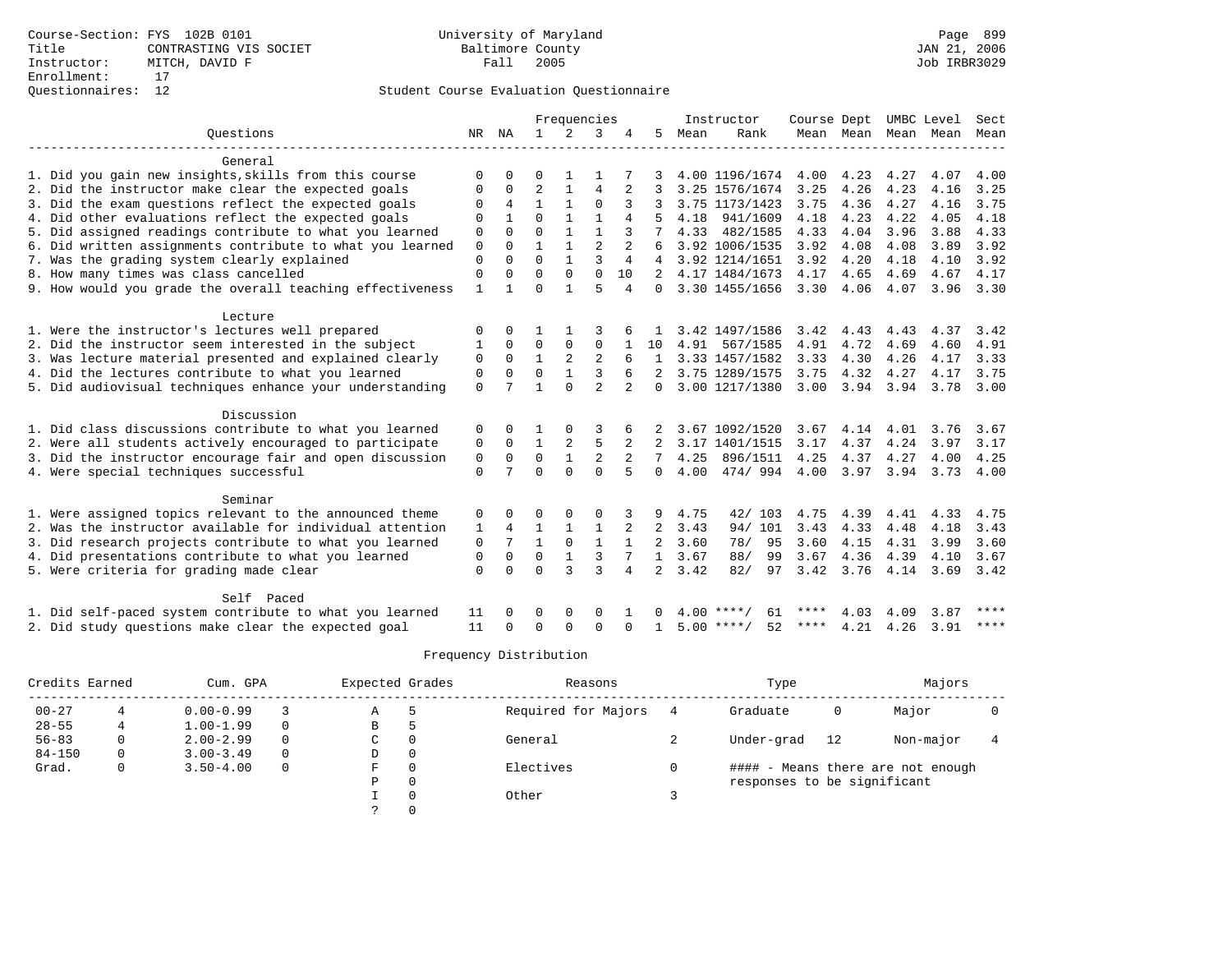Course-Section: FYS 102B 0101
Title: CONTRASTING VIS SOCIET
Instructor: MITCH, DAVID F
Enrollment: 17
Questionnaires: 12

University of Maryland
Baltimore County
Fall 2005

JAN 21, 2006
Job IRBR3029

## Student Course Evaluation Questionnaire

| Questions | NR | NA | 1 | 2 | 3 | 4 | 5 | Instructor Mean | Instructor Rank | Course Mean | Dept Mean | UMBC Mean | Level Mean | Sect Mean |
|---|---|---|---|---|---|---|---|---|---|---|---|---|---|---|
| **General** | | | | | | | | | | | | | | |
| 1. Did you gain new insights,skills from this course | 0 | 0 | 0 | 1 | 1 | 7 | 3 | 4.00 | 1196/1674 | 4.00 | 4.23 | 4.27 | 4.07 | 4.00 |
| 2. Did the instructor make clear the expected goals | 0 | 0 | 2 | 1 | 4 | 2 | 3 | 3.25 | 1576/1674 | 3.25 | 4.26 | 4.23 | 4.16 | 3.25 |
| 3. Did the exam questions reflect the expected goals | 0 | 4 | 1 | 1 | 0 | 3 | 3 | 3.75 | 1173/1423 | 3.75 | 4.36 | 4.27 | 4.16 | 3.75 |
| 4. Did other evaluations reflect the expected goals | 0 | 1 | 0 | 1 | 1 | 4 | 5 | 4.18 | 941/1609 | 4.18 | 4.23 | 4.22 | 4.05 | 4.18 |
| 5. Did assigned readings contribute to what you learned | 0 | 0 | 0 | 1 | 1 | 3 | 7 | 4.33 | 482/1585 | 4.33 | 4.04 | 3.96 | 3.88 | 4.33 |
| 6. Did written assignments contribute to what you learned | 0 | 0 | 1 | 1 | 2 | 2 | 6 | 3.92 | 1006/1535 | 3.92 | 4.08 | 4.08 | 3.89 | 3.92 |
| 7. Was the grading system clearly explained | 0 | 0 | 0 | 1 | 3 | 4 | 4 | 3.92 | 1214/1651 | 3.92 | 4.20 | 4.18 | 4.10 | 3.92 |
| 8. How many times was class cancelled | 0 | 0 | 0 | 0 | 0 | 10 | 2 | 4.17 | 1484/1673 | 4.17 | 4.65 | 4.69 | 4.67 | 4.17 |
| 9. How would you grade the overall teaching effectiveness | 1 | 1 | 0 | 1 | 5 | 4 | 0 | 3.30 | 1455/1656 | 3.30 | 4.06 | 4.07 | 3.96 | 3.30 |
| **Lecture** | | | | | | | | | | | | | | |
| 1. Were the instructor's lectures well prepared | 0 | 0 | 1 | 1 | 3 | 6 | 1 | 3.42 | 1497/1586 | 3.42 | 4.43 | 4.43 | 4.37 | 3.42 |
| 2. Did the instructor seem interested in the subject | 1 | 0 | 0 | 0 | 0 | 1 | 10 | 4.91 | 567/1585 | 4.91 | 4.72 | 4.69 | 4.60 | 4.91 |
| 3. Was lecture material presented and explained clearly | 0 | 0 | 1 | 2 | 2 | 6 | 1 | 3.33 | 1457/1582 | 3.33 | 4.30 | 4.26 | 4.17 | 3.33 |
| 4. Did the lectures contribute to what you learned | 0 | 0 | 0 | 1 | 3 | 6 | 2 | 3.75 | 1289/1575 | 3.75 | 4.32 | 4.27 | 4.17 | 3.75 |
| 5. Did audiovisual techniques enhance your understanding | 0 | 7 | 1 | 0 | 2 | 2 | 0 | 3.00 | 1217/1380 | 3.00 | 3.94 | 3.94 | 3.78 | 3.00 |
| **Discussion** | | | | | | | | | | | | | | |
| 1. Did class discussions contribute to what you learned | 0 | 0 | 1 | 0 | 3 | 6 | 2 | 3.67 | 1092/1520 | 3.67 | 4.14 | 4.01 | 3.76 | 3.67 |
| 2. Were all students actively encouraged to participate | 0 | 0 | 1 | 2 | 5 | 2 | 2 | 3.17 | 1401/1515 | 3.17 | 4.37 | 4.24 | 3.97 | 3.17 |
| 3. Did the instructor encourage fair and open discussion | 0 | 0 | 0 | 1 | 2 | 2 | 7 | 4.25 | 896/1511 | 4.25 | 4.37 | 4.27 | 4.00 | 4.25 |
| 4. Were special techniques successful | 0 | 7 | 0 | 0 | 0 | 5 | 0 | 4.00 | 474/ 994 | 4.00 | 3.97 | 3.94 | 3.73 | 4.00 |
| **Seminar** | | | | | | | | | | | | | | |
| 1. Were assigned topics relevant to the announced theme | 0 | 0 | 0 | 0 | 0 | 3 | 9 | 4.75 | 42/ 103 | 4.75 | 4.39 | 4.41 | 4.33 | 4.75 |
| 2. Was the instructor available for individual attention | 1 | 4 | 1 | 1 | 1 | 2 | 2 | 3.43 | 94/ 101 | 3.43 | 4.33 | 4.48 | 4.18 | 3.43 |
| 3. Did research projects contribute to what you learned | 0 | 7 | 1 | 0 | 1 | 1 | 2 | 3.60 | 78/ 95 | 3.60 | 4.15 | 4.31 | 3.99 | 3.60 |
| 4. Did presentations contribute to what you learned | 0 | 0 | 0 | 1 | 3 | 7 | 1 | 3.67 | 88/ 99 | 3.67 | 4.36 | 4.39 | 4.10 | 3.67 |
| 5. Were criteria for grading made clear | 0 | 0 | 0 | 3 | 3 | 4 | 2 | 3.42 | 82/ 97 | 3.42 | 3.76 | 4.14 | 3.69 | 3.42 |
| **Self Paced** | | | | | | | | | | | | | | |
| 1. Did self-paced system contribute to what you learned | 11 | 0 | 0 | 0 | 0 | 1 | 0 | 4.00 | ****/ 61 | **** | 4.03 | 4.09 | 3.87 | **** |
| 2. Did study questions make clear the expected goal | 11 | 0 | 0 | 0 | 0 | 0 | 1 | 5.00 | ****/ 52 | **** | 4.21 | 4.26 | 3.91 | **** |

## Frequency Distribution

| Credits Earned | | Cum. GPA | | Expected Grades | | Reasons | | Type | | Majors | |
|---|---|---|---|---|---|---|---|---|---|---|---|
| 00-27 | 4 | 0.00-0.99 | 3 | A | 5 | Required for Majors | 4 | Graduate | 0 | Major | 0 |
| 28-55 | 4 | 1.00-1.99 | 0 | B | 5 | | | | | | |
| 56-83 | 0 | 2.00-2.99 | 0 | C | 0 | General | 2 | Under-grad | 12 | Non-major | 4 |
| 84-150 | 0 | 3.00-3.49 | 0 | D | 0 | | | | | | |
| Grad. | 0 | 3.50-4.00 | 0 | F | 0 | Electives | 0 | | | | |
| | | | | P | 0 | | | | | | |
| | | | | I | 0 | Other | 3 | | | | |
| | | | | ? | 0 | | | | | | |

#### - Means there are not enough responses to be significant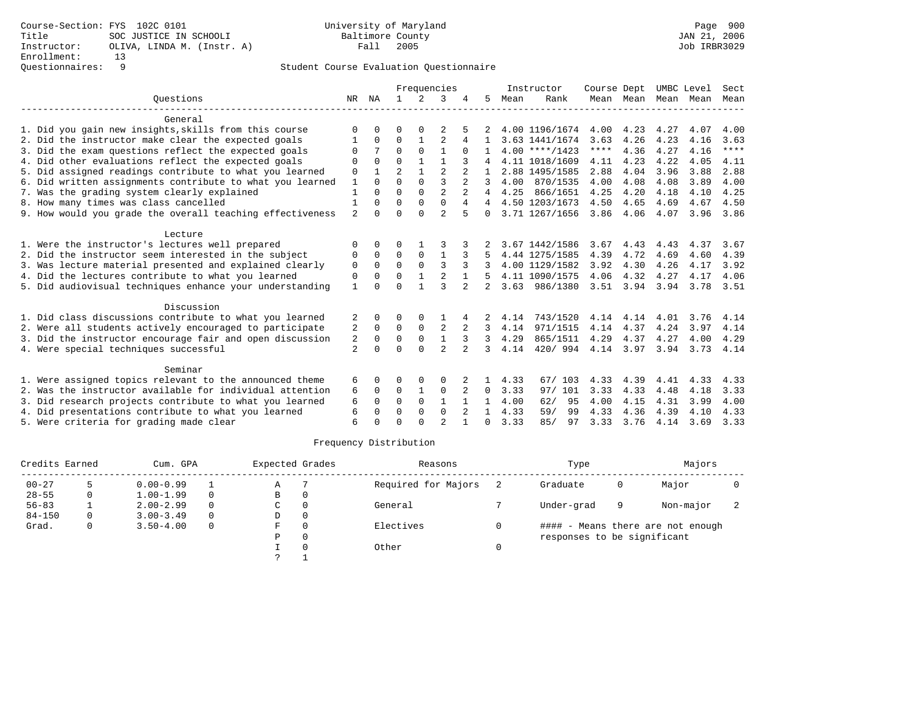Course-Section: FYS 102C 0101
Title: SOC JUSTICE IN SCHOOLI
Instructor: OLIVA, LINDA M. (Instr. A)
Enrollment: 13
Questionnaires: 9

University of Maryland
Baltimore County
Fall 2005

JAN 21, 2006
Job IRBR3029

Student Course Evaluation Questionnaire

| Questions | NR | NA | 1 | 2 | 3 | 4 | 5 | Instructor Mean | Instructor Rank | Course Mean | Dept Mean | UMBC Mean | Level Mean | Sect Mean |
|---|---|---|---|---|---|---|---|---|---|---|---|---|---|---|
| **General** | | | | | | | | | | | | | | |
| 1. Did you gain new insights,skills from this course | 0 | 0 | 0 | 0 | 2 | 5 | 2 | 4.00 | 1196/1674 | 4.00 | 4.23 | 4.27 | 4.07 | 4.00 |
| 2. Did the instructor make clear the expected goals | 1 | 0 | 0 | 1 | 2 | 4 | 1 | 3.63 | 1441/1674 | 3.63 | 4.26 | 4.23 | 4.16 | 3.63 |
| 3. Did the exam questions reflect the expected goals | 0 | 7 | 0 | 0 | 1 | 0 | 1 | 4.00 | ****/1423 | **** | 4.36 | 4.27 | 4.16 | **** |
| 4. Did other evaluations reflect the expected goals | 0 | 0 | 0 | 1 | 1 | 3 | 4 | 4.11 | 1018/1609 | 4.11 | 4.23 | 4.22 | 4.05 | 4.11 |
| 5. Did assigned readings contribute to what you learned | 0 | 1 | 2 | 1 | 2 | 2 | 1 | 2.88 | 1495/1585 | 2.88 | 4.04 | 3.96 | 3.88 | 2.88 |
| 6. Did written assignments contribute to what you learned | 1 | 0 | 0 | 0 | 3 | 2 | 3 | 4.00 | 870/1535 | 4.00 | 4.08 | 4.08 | 3.89 | 4.00 |
| 7. Was the grading system clearly explained | 1 | 0 | 0 | 0 | 2 | 2 | 4 | 4.25 | 866/1651 | 4.25 | 4.20 | 4.18 | 4.10 | 4.25 |
| 8. How many times was class cancelled | 1 | 0 | 0 | 0 | 0 | 4 | 4 | 4.50 | 1203/1673 | 4.50 | 4.65 | 4.69 | 4.67 | 4.50 |
| 9. How would you grade the overall teaching effectiveness | 2 | 0 | 0 | 0 | 2 | 5 | 0 | 3.71 | 1267/1656 | 3.86 | 4.06 | 4.07 | 3.96 | 3.86 |
| **Lecture** | | | | | | | | | | | | | | |
| 1. Were the instructor's lectures well prepared | 0 | 0 | 0 | 1 | 3 | 3 | 2 | 3.67 | 1442/1586 | 3.67 | 4.43 | 4.43 | 4.37 | 3.67 |
| 2. Did the instructor seem interested in the subject | 0 | 0 | 0 | 0 | 1 | 3 | 5 | 4.44 | 1275/1585 | 4.39 | 4.72 | 4.69 | 4.60 | 4.39 |
| 3. Was lecture material presented and explained clearly | 0 | 0 | 0 | 0 | 3 | 3 | 3 | 4.00 | 1129/1582 | 3.92 | 4.30 | 4.26 | 4.17 | 3.92 |
| 4. Did the lectures contribute to what you learned | 0 | 0 | 0 | 1 | 2 | 1 | 5 | 4.11 | 1090/1575 | 4.06 | 4.32 | 4.27 | 4.17 | 4.06 |
| 5. Did audiovisual techniques enhance your understanding | 1 | 0 | 0 | 1 | 3 | 2 | 2 | 3.63 | 986/1380 | 3.51 | 3.94 | 3.94 | 3.78 | 3.51 |
| **Discussion** | | | | | | | | | | | | | | |
| 1. Did class discussions contribute to what you learned | 2 | 0 | 0 | 0 | 1 | 4 | 2 | 4.14 | 743/1520 | 4.14 | 4.14 | 4.01 | 3.76 | 4.14 |
| 2. Were all students actively encouraged to participate | 2 | 0 | 0 | 0 | 2 | 2 | 3 | 4.14 | 971/1515 | 4.14 | 4.37 | 4.24 | 3.97 | 4.14 |
| 3. Did the instructor encourage fair and open discussion | 2 | 0 | 0 | 0 | 1 | 3 | 3 | 4.29 | 865/1511 | 4.29 | 4.37 | 4.27 | 4.00 | 4.29 |
| 4. Were special techniques successful | 2 | 0 | 0 | 0 | 2 | 2 | 3 | 4.14 | 420/ 994 | 4.14 | 3.97 | 3.94 | 3.73 | 4.14 |
| **Seminar** | | | | | | | | | | | | | | |
| 1. Were assigned topics relevant to the announced theme | 6 | 0 | 0 | 0 | 0 | 2 | 1 | 4.33 | 67/ 103 | 4.33 | 4.39 | 4.41 | 4.33 | 4.33 |
| 2. Was the instructor available for individual attention | 6 | 0 | 0 | 1 | 0 | 2 | 0 | 3.33 | 97/ 101 | 3.33 | 4.33 | 4.48 | 4.18 | 3.33 |
| 3. Did research projects contribute to what you learned | 6 | 0 | 0 | 0 | 1 | 1 | 1 | 4.00 | 62/ 95 | 4.00 | 4.15 | 4.31 | 3.99 | 4.00 |
| 4. Did presentations contribute to what you learned | 6 | 0 | 0 | 0 | 0 | 2 | 1 | 4.33 | 59/ 99 | 4.33 | 4.36 | 4.39 | 4.10 | 4.33 |
| 5. Were criteria for grading made clear | 6 | 0 | 0 | 0 | 2 | 1 | 0 | 3.33 | 85/ 97 | 3.33 | 3.76 | 4.14 | 3.69 | 3.33 |

Frequency Distribution

| Credits Earned | | Cum. GPA | | Expected Grades | | Reasons | | Type | | Majors | |
|---|---|---|---|---|---|---|---|---|---|---|---|
| 00-27 | 5 | 0.00-0.99 | 1 | A | 7 | Required for Majors | 2 | Graduate | 0 | Major | 0 |
| 28-55 | 0 | 1.00-1.99 | 0 | B | 0 | | | | | | |
| 56-83 | 1 | 2.00-2.99 | 0 | C | 0 | General | 7 | Under-grad | 9 | Non-major | 2 |
| 84-150 | 0 | 3.00-3.49 | 0 | D | 0 | | | | | | |
| Grad. | 0 | 3.50-4.00 | 0 | F | 0 | Electives | 0 | #### - Means there are not enough responses to be significant | | | |
| | | | | P | 0 | | | | | | |
| | | | | I | 0 | Other | 0 | | | | |
| | | | | ? | 1 | | | | | | |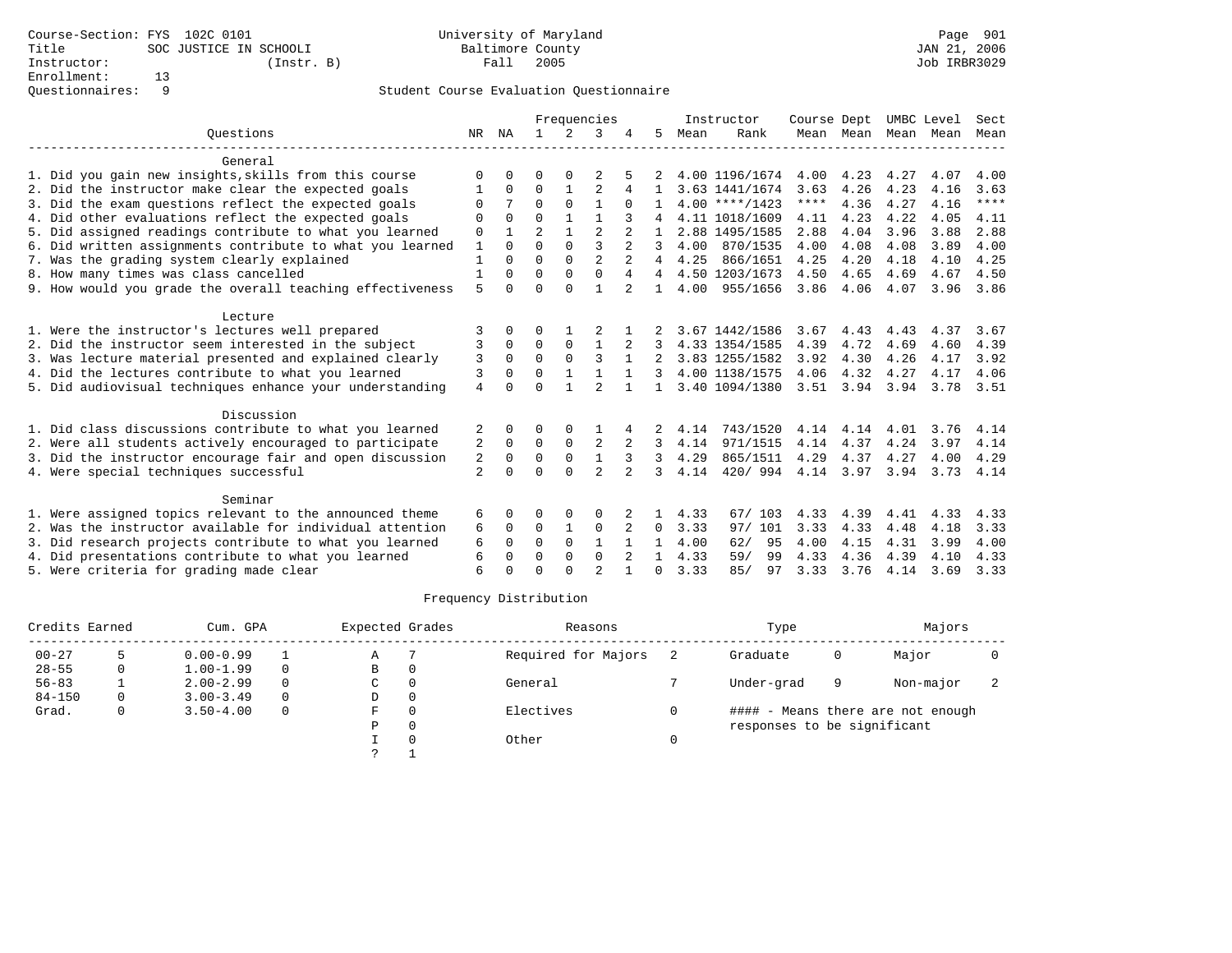Course-Section: FYS 102C 0101
Title: SOC JUSTICE IN SCHOOLI
Instructor: (Instr. B)
Enrollment: 13
Questionnaires: 9

University of Maryland
Baltimore County
Fall 2005

JAN 21, 2006
Job IRBR3029

Student Course Evaluation Questionnaire

| Questions | NR | NA | 1 | 2 | 3 | 4 | 5 | Instructor Mean | Instructor Rank | Course Mean | Dept Mean | UMBC Mean | Level Mean | Sect Mean |
|---|---|---|---|---|---|---|---|---|---|---|---|---|---|---|
| **General** | | | | | | | | | | | | | | |
| 1. Did you gain new insights,skills from this course | 0 | 0 | 0 | 0 | 2 | 5 | 2 | 4.00 | 1196/1674 | 4.00 | 4.23 | 4.27 | 4.07 | 4.00 |
| 2. Did the instructor make clear the expected goals | 1 | 0 | 0 | 1 | 2 | 4 | 1 | 3.63 | 1441/1674 | 3.63 | 4.26 | 4.23 | 4.16 | 3.63 |
| 3. Did the exam questions reflect the expected goals | 0 | 7 | 0 | 0 | 1 | 0 | 1 | 4.00 | ****/1423 | **** | 4.36 | 4.27 | 4.16 | **** |
| 4. Did other evaluations reflect the expected goals | 0 | 0 | 0 | 1 | 1 | 3 | 4 | 4.11 | 1018/1609 | 4.11 | 4.23 | 4.22 | 4.05 | 4.11 |
| 5. Did assigned readings contribute to what you learned | 0 | 1 | 2 | 1 | 2 | 2 | 1 | 2.88 | 1495/1585 | 2.88 | 4.04 | 3.96 | 3.88 | 2.88 |
| 6. Did written assignments contribute to what you learned | 1 | 0 | 0 | 0 | 3 | 2 | 3 | 4.00 | 870/1535 | 4.00 | 4.08 | 4.08 | 3.89 | 4.00 |
| 7. Was the grading system clearly explained | 1 | 0 | 0 | 0 | 2 | 2 | 4 | 4.25 | 866/1651 | 4.25 | 4.20 | 4.18 | 4.10 | 4.25 |
| 8. How many times was class cancelled | 1 | 0 | 0 | 0 | 0 | 4 | 4 | 4.50 | 1203/1673 | 4.50 | 4.65 | 4.69 | 4.67 | 4.50 |
| 9. How would you grade the overall teaching effectiveness | 5 | 0 | 0 | 0 | 1 | 2 | 1 | 4.00 | 955/1656 | 3.86 | 4.06 | 4.07 | 3.96 | 3.86 |
| **Lecture** | | | | | | | | | | | | | | |
| 1. Were the instructor's lectures well prepared | 3 | 0 | 0 | 1 | 2 | 1 | 2 | 3.67 | 1442/1586 | 3.67 | 4.43 | 4.43 | 4.37 | 3.67 |
| 2. Did the instructor seem interested in the subject | 3 | 0 | 0 | 0 | 1 | 2 | 3 | 4.33 | 1354/1585 | 4.39 | 4.72 | 4.69 | 4.60 | 4.39 |
| 3. Was lecture material presented and explained clearly | 3 | 0 | 0 | 0 | 3 | 1 | 2 | 3.83 | 1255/1582 | 3.92 | 4.30 | 4.26 | 4.17 | 3.92 |
| 4. Did the lectures contribute to what you learned | 3 | 0 | 0 | 1 | 1 | 1 | 3 | 4.00 | 1138/1575 | 4.06 | 4.32 | 4.27 | 4.17 | 4.06 |
| 5. Did audiovisual techniques enhance your understanding | 4 | 0 | 0 | 1 | 2 | 1 | 1 | 3.40 | 1094/1380 | 3.51 | 3.94 | 3.94 | 3.78 | 3.51 |
| **Discussion** | | | | | | | | | | | | | | |
| 1. Did class discussions contribute to what you learned | 2 | 0 | 0 | 0 | 1 | 4 | 2 | 4.14 | 743/1520 | 4.14 | 4.14 | 4.01 | 3.76 | 4.14 |
| 2. Were all students actively encouraged to participate | 2 | 0 | 0 | 0 | 2 | 2 | 3 | 4.14 | 971/1515 | 4.14 | 4.37 | 4.24 | 3.97 | 4.14 |
| 3. Did the instructor encourage fair and open discussion | 2 | 0 | 0 | 0 | 1 | 3 | 3 | 4.29 | 865/1511 | 4.29 | 4.37 | 4.27 | 4.00 | 4.29 |
| 4. Were special techniques successful | 2 | 0 | 0 | 0 | 2 | 2 | 3 | 4.14 | 420/ 994 | 4.14 | 3.97 | 3.94 | 3.73 | 4.14 |
| **Seminar** | | | | | | | | | | | | | | |
| 1. Were assigned topics relevant to the announced theme | 6 | 0 | 0 | 0 | 0 | 2 | 1 | 4.33 | 67/ 103 | 4.33 | 4.39 | 4.41 | 4.33 | 4.33 |
| 2. Was the instructor available for individual attention | 6 | 0 | 0 | 1 | 0 | 2 | 0 | 3.33 | 97/ 101 | 3.33 | 4.33 | 4.48 | 4.18 | 3.33 |
| 3. Did research projects contribute to what you learned | 6 | 0 | 0 | 0 | 1 | 1 | 1 | 4.00 | 62/ 95 | 4.00 | 4.15 | 4.31 | 3.99 | 4.00 |
| 4. Did presentations contribute to what you learned | 6 | 0 | 0 | 0 | 0 | 2 | 1 | 4.33 | 59/ 99 | 4.33 | 4.36 | 4.39 | 4.10 | 4.33 |
| 5. Were criteria for grading made clear | 6 | 0 | 0 | 0 | 2 | 1 | 0 | 3.33 | 85/ 97 | 3.33 | 3.76 | 4.14 | 3.69 | 3.33 |

Frequency Distribution

| Credits Earned | | Cum. GPA | | Expected Grades | | Reasons | | Type | | Majors | |
|---|---|---|---|---|---|---|---|---|---|---|---|
| 00-27 | 5 | 0.00-0.99 | 1 | A | 7 | Required for Majors | 2 | Graduate | 0 | Major | 0 |
| 28-55 | 0 | 1.00-1.99 | 0 | B | 0 | | | | | | |
| 56-83 | 1 | 2.00-2.99 | 0 | C | 0 | General | 7 | Under-grad | 9 | Non-major | 2 |
| 84-150 | 0 | 3.00-3.49 | 0 | D | 0 | | | | | | |
| Grad. | 0 | 3.50-4.00 | 0 | F | 0 | Electives | 0 | #### - Means there are not enough responses to be significant | | | |
| | | | | P | 0 | | | | | | |
| | | | | I | 0 | Other | 0 | | | | |
| | | | | ? | 1 | | | | | | |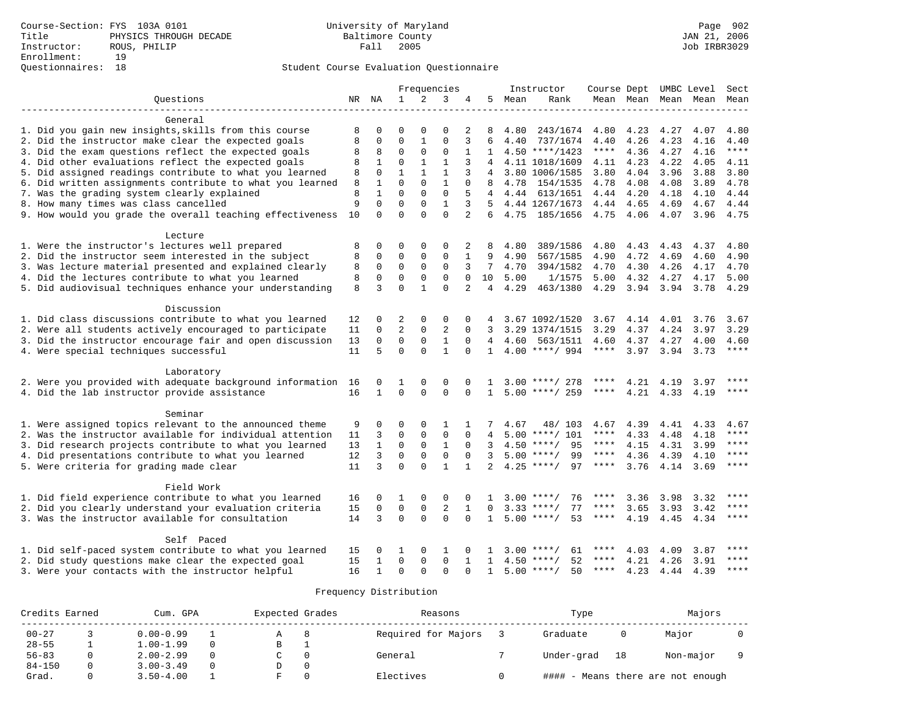Course-Section: FYS 103A 0101
Title: PHYSICS THROUGH DECADE
Instructor: ROUS, PHILIP
Enrollment: 19
Questionnaires: 18

University of Maryland
Baltimore County
Fall 2005

Page 902
JAN 21, 2006
Job IRBR3029

## Student Course Evaluation Questionnaire

| Questions | NR | NA | 1 | 2 | 3 | 4 | 5 | Instructor Mean | Instructor Rank | Course Mean | Dept Mean | UMBC Mean | Level Mean | Sect Mean |
|---|---|---|---|---|---|---|---|---|---|---|---|---|---|---|
| **General** | | | | | | | | | | | | | | |
| 1. Did you gain new insights,skills from this course | 8 | 0 | 0 | 0 | 0 | 2 | 8 | 4.80 | 243/1674 | 4.80 | 4.23 | 4.27 | 4.07 | 4.80 |
| 2. Did the instructor make clear the expected goals | 8 | 0 | 0 | 1 | 0 | 3 | 6 | 4.40 | 737/1674 | 4.40 | 4.26 | 4.23 | 4.16 | 4.40 |
| 3. Did the exam questions reflect the expected goals | 8 | 8 | 0 | 0 | 0 | 1 | 1 | 4.50 | ****/1423 | **** | 4.36 | 4.27 | 4.16 | **** |
| 4. Did other evaluations reflect the expected goals | 8 | 1 | 0 | 1 | 1 | 3 | 4 | 4.11 | 1018/1609 | 4.11 | 4.23 | 4.22 | 4.05 | 4.11 |
| 5. Did assigned readings contribute to what you learned | 8 | 0 | 1 | 1 | 1 | 3 | 4 | 3.80 | 1006/1585 | 3.80 | 4.04 | 3.96 | 3.88 | 3.80 |
| 6. Did written assignments contribute to what you learned | 8 | 1 | 0 | 0 | 1 | 0 | 8 | 4.78 | 154/1535 | 4.78 | 4.08 | 4.08 | 3.89 | 4.78 |
| 7. Was the grading system clearly explained | 8 | 1 | 0 | 0 | 0 | 5 | 4 | 4.44 | 613/1651 | 4.44 | 4.20 | 4.18 | 4.10 | 4.44 |
| 8. How many times was class cancelled | 9 | 0 | 0 | 0 | 1 | 3 | 5 | 4.44 | 1267/1673 | 4.44 | 4.65 | 4.69 | 4.67 | 4.44 |
| 9. How would you grade the overall teaching effectiveness | 10 | 0 | 0 | 0 | 0 | 2 | 6 | 4.75 | 185/1656 | 4.75 | 4.06 | 4.07 | 3.96 | 4.75 |
| **Lecture** | | | | | | | | | | | | | | |
| 1. Were the instructor's lectures well prepared | 8 | 0 | 0 | 0 | 0 | 2 | 8 | 4.80 | 389/1586 | 4.80 | 4.43 | 4.43 | 4.37 | 4.80 |
| 2. Did the instructor seem interested in the subject | 8 | 0 | 0 | 0 | 0 | 1 | 9 | 4.90 | 567/1585 | 4.90 | 4.72 | 4.69 | 4.60 | 4.90 |
| 3. Was lecture material presented and explained clearly | 8 | 0 | 0 | 0 | 0 | 3 | 7 | 4.70 | 394/1582 | 4.70 | 4.30 | 4.26 | 4.17 | 4.70 |
| 4. Did the lectures contribute to what you learned | 8 | 0 | 0 | 0 | 0 | 0 | 10 | 5.00 | 1/1575 | 5.00 | 4.32 | 4.27 | 4.17 | 5.00 |
| 5. Did audiovisual techniques enhance your understanding | 8 | 3 | 0 | 1 | 0 | 2 | 4 | 4.29 | 463/1380 | 4.29 | 3.94 | 3.94 | 3.78 | 4.29 |
| **Discussion** | | | | | | | | | | | | | | |
| 1. Did class discussions contribute to what you learned | 12 | 0 | 2 | 0 | 0 | 0 | 4 | 3.67 | 1092/1520 | 3.67 | 4.14 | 4.01 | 3.76 | 3.67 |
| 2. Were all students actively encouraged to participate | 11 | 0 | 2 | 0 | 2 | 0 | 3 | 3.29 | 1374/1515 | 3.29 | 4.37 | 4.24 | 3.97 | 3.29 |
| 3. Did the instructor encourage fair and open discussion | 13 | 0 | 0 | 0 | 1 | 0 | 4 | 4.60 | 563/1511 | 4.60 | 4.37 | 4.27 | 4.00 | 4.60 |
| 4. Were special techniques successful | 11 | 5 | 0 | 0 | 1 | 0 | 1 | 4.00 | ****/ 994 | **** | 3.97 | 3.94 | 3.73 | **** |
| **Laboratory** | | | | | | | | | | | | | | |
| 2. Were you provided with adequate background information | 16 | 0 | 1 | 0 | 0 | 0 | 1 | 3.00 | ****/ 278 | **** | 4.21 | 4.19 | 3.97 | **** |
| 4. Did the lab instructor provide assistance | 16 | 1 | 0 | 0 | 0 | 0 | 1 | 5.00 | ****/ 259 | **** | 4.21 | 4.33 | 4.19 | **** |
| **Seminar** | | | | | | | | | | | | | | |
| 1. Were assigned topics relevant to the announced theme | 9 | 0 | 0 | 0 | 1 | 1 | 7 | 4.67 | 48/ 103 | 4.67 | 4.39 | 4.41 | 4.33 | 4.67 |
| 2. Was the instructor available for individual attention | 11 | 3 | 0 | 0 | 0 | 0 | 4 | 5.00 | ****/ 101 | **** | 4.33 | 4.48 | 4.18 | **** |
| 3. Did research projects contribute to what you learned | 13 | 1 | 0 | 0 | 1 | 0 | 3 | 4.50 | ****/ 95 | **** | 4.15 | 4.31 | 3.99 | **** |
| 4. Did presentations contribute to what you learned | 12 | 3 | 0 | 0 | 0 | 0 | 3 | 5.00 | ****/ 99 | **** | 4.36 | 4.39 | 4.10 | **** |
| 5. Were criteria for grading made clear | 11 | 3 | 0 | 0 | 1 | 1 | 2 | 4.25 | ****/ 97 | **** | 3.76 | 4.14 | 3.69 | **** |
| **Field Work** | | | | | | | | | | | | | | |
| 1. Did field experience contribute to what you learned | 16 | 0 | 1 | 0 | 0 | 0 | 1 | 3.00 | ****/ 76 | **** | 3.36 | 3.98 | 3.32 | **** |
| 2. Did you clearly understand your evaluation criteria | 15 | 0 | 0 | 0 | 2 | 1 | 0 | 3.33 | ****/ 77 | **** | 3.65 | 3.93 | 3.42 | **** |
| 3. Was the instructor available for consultation | 14 | 3 | 0 | 0 | 0 | 0 | 1 | 5.00 | ****/ 53 | **** | 4.19 | 4.45 | 4.34 | **** |
| **Self Paced** | | | | | | | | | | | | | | |
| 1. Did self-paced system contribute to what you learned | 15 | 0 | 1 | 0 | 1 | 0 | 1 | 3.00 | ****/ 61 | **** | 4.03 | 4.09 | 3.87 | **** |
| 2. Did study questions make clear the expected goal | 15 | 1 | 0 | 0 | 0 | 1 | 1 | 4.50 | ****/ 52 | **** | 4.21 | 4.26 | 3.91 | **** |
| 3. Were your contacts with the instructor helpful | 16 | 1 | 0 | 0 | 0 | 0 | 1 | 5.00 | ****/ 50 | **** | 4.23 | 4.44 | 4.39 | **** |

### Frequency Distribution

| Credits Earned | | Cum. GPA | | Expected Grades | | Reasons | | Type | | Majors | |
|---|---|---|---|---|---|---|---|---|---|---|---|
| 00-27 | 3 | 0.00-0.99 | 1 | A | 8 | Required for Majors | 3 | Graduate | 0 | Major | 0 |
| 28-55 | 1 | 1.00-1.99 | 0 | B | 1 | | | | | | |
| 56-83 | 0 | 2.00-2.99 | 0 | C | 0 | General | 7 | Under-grad | 18 | Non-major | 9 |
| 84-150 | 0 | 3.00-3.49 | 0 | D | 0 | | | | | | |
| Grad. | 0 | 3.50-4.00 | 1 | F | 0 | Electives | 0 | #### - Means there are not enough | | | |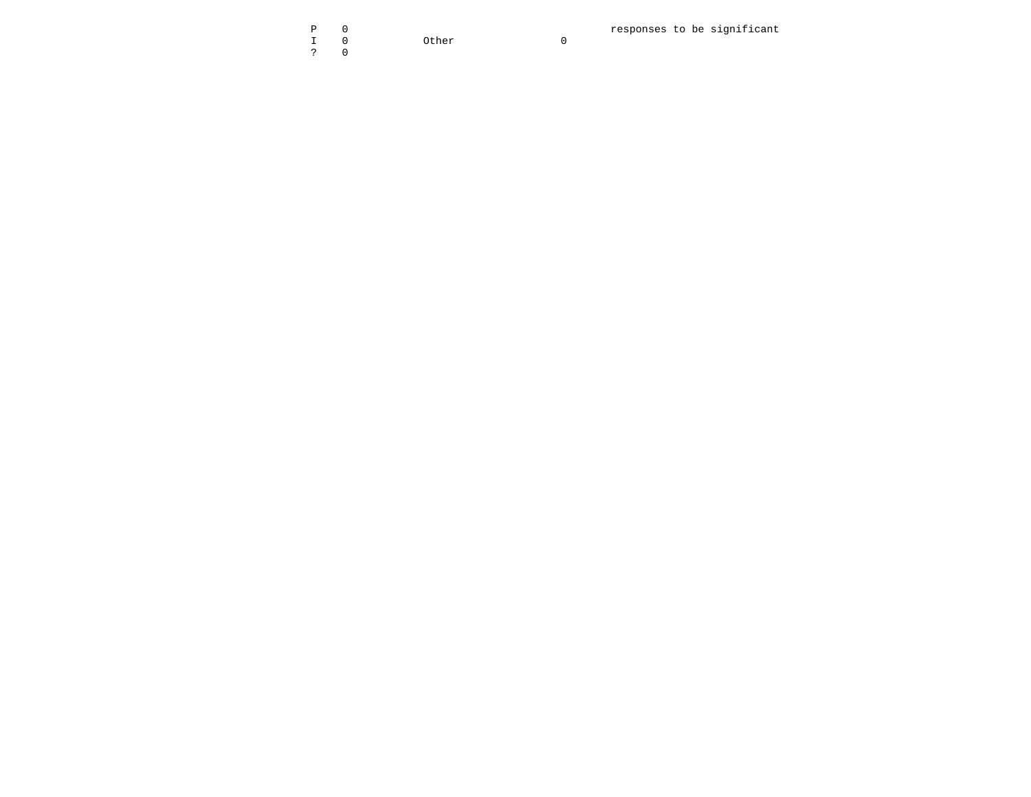| | | | | |
|---|---|---|---|---|
| P | 0 | | | responses to be significant |
| I | 0 | Other | 0 | |
| ? | 0 | | | |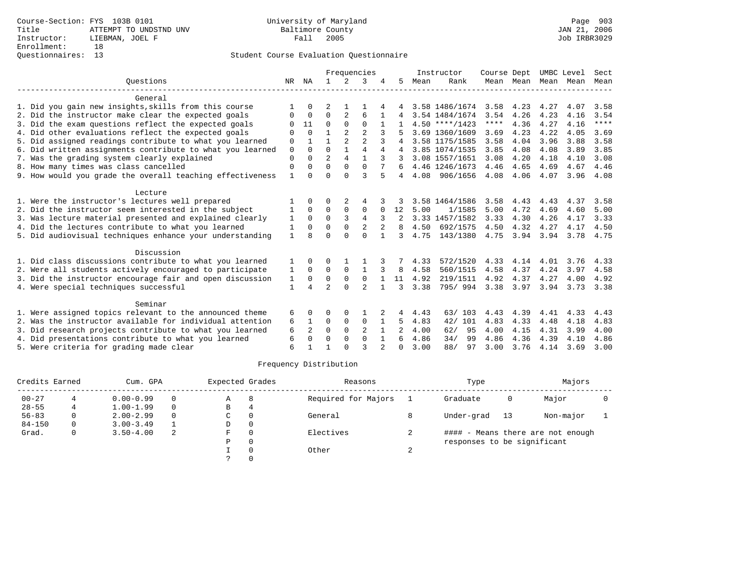Course-Section: FYS 103B 0101
Title: ATTEMPT TO UNDSTND UNV
Instructor: LIEBMAN, JOEL F
Enrollment: 18
Questionnaires: 13

University of Maryland
Baltimore County
Fall 2005

JAN 21, 2006
Job IRBR3029

## Student Course Evaluation Questionnaire

| Questions | NR | NA | 1 | 2 | 3 | 4 | 5 | Instructor Mean | Instructor Rank | Course Mean | Dept Mean | UMBC Mean | Level Mean | Sect Mean |
|---|---|---|---|---|---|---|---|---|---|---|---|---|---|---|
| **General** | | | | | | | | | | | | | | |
| 1. Did you gain new insights,skills from this course | 1 | 0 | 2 | 1 | 1 | 4 | 4 | 3.58 | 1486/1674 | 3.58 | 4.23 | 4.27 | 4.07 | 3.58 |
| 2. Did the instructor make clear the expected goals | 0 | 0 | 0 | 2 | 6 | 1 | 4 | 3.54 | 1484/1674 | 3.54 | 4.26 | 4.23 | 4.16 | 3.54 |
| 3. Did the exam questions reflect the expected goals | 0 | 11 | 0 | 0 | 0 | 1 | 1 | 4.50 | ****/1423 | **** | 4.36 | 4.27 | 4.16 | **** |
| 4. Did other evaluations reflect the expected goals | 0 | 0 | 1 | 2 | 2 | 3 | 5 | 3.69 | 1360/1609 | 3.69 | 4.23 | 4.22 | 4.05 | 3.69 |
| 5. Did assigned readings contribute to what you learned | 0 | 1 | 1 | 2 | 2 | 3 | 4 | 3.58 | 1175/1585 | 3.58 | 4.04 | 3.96 | 3.88 | 3.58 |
| 6. Did written assignments contribute to what you learned | 0 | 0 | 0 | 1 | 4 | 4 | 4 | 3.85 | 1074/1535 | 3.85 | 4.08 | 4.08 | 3.89 | 3.85 |
| 7. Was the grading system clearly explained | 0 | 0 | 2 | 4 | 1 | 3 | 3 | 3.08 | 1557/1651 | 3.08 | 4.20 | 4.18 | 4.10 | 3.08 |
| 8. How many times was class cancelled | 0 | 0 | 0 | 0 | 0 | 7 | 6 | 4.46 | 1246/1673 | 4.46 | 4.65 | 4.69 | 4.67 | 4.46 |
| 9. How would you grade the overall teaching effectiveness | 1 | 0 | 0 | 0 | 3 | 5 | 4 | 4.08 | 906/1656 | 4.08 | 4.06 | 4.07 | 3.96 | 4.08 |
| **Lecture** | | | | | | | | | | | | | | |
| 1. Were the instructor's lectures well prepared | 1 | 0 | 0 | 2 | 4 | 3 | 3 | 3.58 | 1464/1586 | 3.58 | 4.43 | 4.43 | 4.37 | 3.58 |
| 2. Did the instructor seem interested in the subject | 1 | 0 | 0 | 0 | 0 | 0 | 12 | 5.00 | 1/1585 | 5.00 | 4.72 | 4.69 | 4.60 | 5.00 |
| 3. Was lecture material presented and explained clearly | 1 | 0 | 0 | 3 | 4 | 3 | 2 | 3.33 | 1457/1582 | 3.33 | 4.30 | 4.26 | 4.17 | 3.33 |
| 4. Did the lectures contribute to what you learned | 1 | 0 | 0 | 0 | 2 | 2 | 8 | 4.50 | 692/1575 | 4.50 | 4.32 | 4.27 | 4.17 | 4.50 |
| 5. Did audiovisual techniques enhance your understanding | 1 | 8 | 0 | 0 | 0 | 1 | 3 | 4.75 | 143/1380 | 4.75 | 3.94 | 3.94 | 3.78 | 4.75 |
| **Discussion** | | | | | | | | | | | | | | |
| 1. Did class discussions contribute to what you learned | 1 | 0 | 0 | 1 | 1 | 3 | 7 | 4.33 | 572/1520 | 4.33 | 4.14 | 4.01 | 3.76 | 4.33 |
| 2. Were all students actively encouraged to participate | 1 | 0 | 0 | 0 | 1 | 3 | 8 | 4.58 | 560/1515 | 4.58 | 4.37 | 4.24 | 3.97 | 4.58 |
| 3. Did the instructor encourage fair and open discussion | 1 | 0 | 0 | 0 | 0 | 1 | 11 | 4.92 | 219/1511 | 4.92 | 4.37 | 4.27 | 4.00 | 4.92 |
| 4. Were special techniques successful | 1 | 4 | 2 | 0 | 2 | 1 | 3 | 3.38 | 795/ 994 | 3.38 | 3.97 | 3.94 | 3.73 | 3.38 |
| **Seminar** | | | | | | | | | | | | | | |
| 1. Were assigned topics relevant to the announced theme | 6 | 0 | 0 | 0 | 1 | 2 | 4 | 4.43 | 63/ 103 | 4.43 | 4.39 | 4.41 | 4.33 | 4.43 |
| 2. Was the instructor available for individual attention | 6 | 1 | 0 | 0 | 0 | 1 | 5 | 4.83 | 42/ 101 | 4.83 | 4.33 | 4.48 | 4.18 | 4.83 |
| 3. Did research projects contribute to what you learned | 6 | 2 | 0 | 0 | 2 | 1 | 2 | 4.00 | 62/ 95 | 4.00 | 4.15 | 4.31 | 3.99 | 4.00 |
| 4. Did presentations contribute to what you learned | 6 | 0 | 0 | 0 | 0 | 1 | 6 | 4.86 | 34/ 99 | 4.86 | 4.36 | 4.39 | 4.10 | 4.86 |
| 5. Were criteria for grading made clear | 6 | 1 | 1 | 0 | 3 | 2 | 0 | 3.00 | 88/ 97 | 3.00 | 3.76 | 4.14 | 3.69 | 3.00 |

## Frequency Distribution

| Credits Earned | | Cum. GPA | | Expected Grades | | Reasons | | Type | | Majors | |
|---|---|---|---|---|---|---|---|---|---|---|---|
| 00-27 | 4 | 0.00-0.99 | 0 | A | 8 | Required for Majors | 1 | Graduate | 0 | Major | 0 |
| 28-55 | 4 | 1.00-1.99 | 0 | B | 4 | | | | | | |
| 56-83 | 0 | 2.00-2.99 | 0 | C | 0 | General | 8 | Under-grad | 13 | Non-major | 1 |
| 84-150 | 0 | 3.00-3.49 | 1 | D | 0 | | | | | | |
| Grad. | 0 | 3.50-4.00 | 2 | F | 0 | Electives | 2 | #### - Means there are not enough responses to be significant | | | |
| | | | | P | 0 | | | | | | |
| | | | | I | 0 | Other | 2 | | | | |
| | | | | ? | 0 | | | | | | |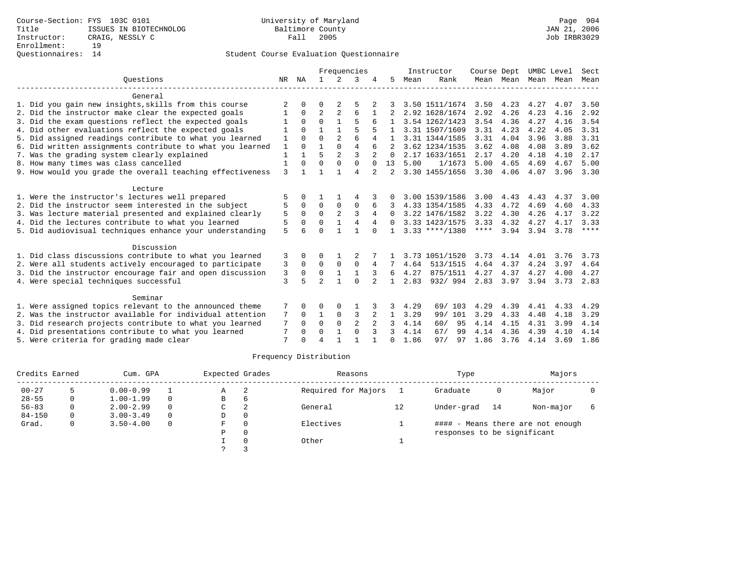Course-Section: FYS 103C 0101
Title: ISSUES IN BIOTECHNOLOG
Instructor: CRAIG, NESSLY C
Enrollment: 19
Questionnaires: 14

University of Maryland
Baltimore County
Fall 2005

JAN 21, 2006
Job IRBR3029

## Student Course Evaluation Questionnaire

| Questions | NR | NA | 1 | 2 | 3 | 4 | 5 | Instructor Mean | Instructor Rank | Course Mean | Dept Mean | UMBC Mean | Level Mean | Sect Mean |
|---|---|---|---|---|---|---|---|---|---|---|---|---|---|---|
| **General** | | | | | | | | | | | | | | |
| 1. Did you gain new insights,skills from this course | 2 | 0 | 0 | 2 | 5 | 2 | 3 | 3.50 | 1511/1674 | 3.50 | 4.23 | 4.27 | 4.07 | 3.50 |
| 2. Did the instructor make clear the expected goals | 1 | 0 | 2 | 2 | 6 | 1 | 2 | 2.92 | 1628/1674 | 2.92 | 4.26 | 4.23 | 4.16 | 2.92 |
| 3. Did the exam questions reflect the expected goals | 1 | 0 | 0 | 1 | 5 | 6 | 1 | 3.54 | 1262/1423 | 3.54 | 4.36 | 4.27 | 4.16 | 3.54 |
| 4. Did other evaluations reflect the expected goals | 1 | 0 | 1 | 1 | 5 | 5 | 1 | 3.31 | 1507/1609 | 3.31 | 4.23 | 4.22 | 4.05 | 3.31 |
| 5. Did assigned readings contribute to what you learned | 1 | 0 | 0 | 2 | 6 | 4 | 1 | 3.31 | 1344/1585 | 3.31 | 4.04 | 3.96 | 3.88 | 3.31 |
| 6. Did written assignments contribute to what you learned | 1 | 0 | 1 | 0 | 4 | 6 | 2 | 3.62 | 1234/1535 | 3.62 | 4.08 | 4.08 | 3.89 | 3.62 |
| 7. Was the grading system clearly explained | 1 | 1 | 5 | 2 | 3 | 2 | 0 | 2.17 | 1633/1651 | 2.17 | 4.20 | 4.18 | 4.10 | 2.17 |
| 8. How many times was class cancelled | 1 | 0 | 0 | 0 | 0 | 0 | 13 | 5.00 | 1/1673 | 5.00 | 4.65 | 4.69 | 4.67 | 5.00 |
| 9. How would you grade the overall teaching effectiveness | 3 | 1 | 1 | 1 | 4 | 2 | 2 | 3.30 | 1455/1656 | 3.30 | 4.06 | 4.07 | 3.96 | 3.30 |
| **Lecture** | | | | | | | | | | | | | | |
| 1. Were the instructor's lectures well prepared | 5 | 0 | 1 | 1 | 4 | 3 | 0 | 3.00 | 1539/1586 | 3.00 | 4.43 | 4.43 | 4.37 | 3.00 |
| 2. Did the instructor seem interested in the subject | 5 | 0 | 0 | 0 | 0 | 6 | 3 | 4.33 | 1354/1585 | 4.33 | 4.72 | 4.69 | 4.60 | 4.33 |
| 3. Was lecture material presented and explained clearly | 5 | 0 | 0 | 2 | 3 | 4 | 0 | 3.22 | 1476/1582 | 3.22 | 4.30 | 4.26 | 4.17 | 3.22 |
| 4. Did the lectures contribute to what you learned | 5 | 0 | 0 | 1 | 4 | 4 | 0 | 3.33 | 1423/1575 | 3.33 | 4.32 | 4.27 | 4.17 | 3.33 |
| 5. Did audiovisual techniques enhance your understanding | 5 | 6 | 0 | 1 | 1 | 0 | 1 | 3.33 | ****/1380 | **** | 3.94 | 3.94 | 3.78 | **** |
| **Discussion** | | | | | | | | | | | | | | |
| 1. Did class discussions contribute to what you learned | 3 | 0 | 0 | 1 | 2 | 7 | 1 | 3.73 | 1051/1520 | 3.73 | 4.14 | 4.01 | 3.76 | 3.73 |
| 2. Were all students actively encouraged to participate | 3 | 0 | 0 | 0 | 0 | 4 | 7 | 4.64 | 513/1515 | 4.64 | 4.37 | 4.24 | 3.97 | 4.64 |
| 3. Did the instructor encourage fair and open discussion | 3 | 0 | 0 | 1 | 1 | 3 | 6 | 4.27 | 875/1511 | 4.27 | 4.37 | 4.27 | 4.00 | 4.27 |
| 4. Were special techniques successful | 3 | 5 | 2 | 1 | 0 | 2 | 1 | 2.83 | 932/ 994 | 2.83 | 3.97 | 3.94 | 3.73 | 2.83 |
| **Seminar** | | | | | | | | | | | | | | |
| 1. Were assigned topics relevant to the announced theme | 7 | 0 | 0 | 0 | 1 | 3 | 3 | 4.29 | 69/ 103 | 4.29 | 4.39 | 4.41 | 4.33 | 4.29 |
| 2. Was the instructor available for individual attention | 7 | 0 | 1 | 0 | 3 | 2 | 1 | 3.29 | 99/ 101 | 3.29 | 4.33 | 4.48 | 4.18 | 3.29 |
| 3. Did research projects contribute to what you learned | 7 | 0 | 0 | 0 | 2 | 2 | 3 | 4.14 | 60/ 95 | 4.14 | 4.15 | 4.31 | 3.99 | 4.14 |
| 4. Did presentations contribute to what you learned | 7 | 0 | 0 | 1 | 0 | 3 | 3 | 4.14 | 67/ 99 | 4.14 | 4.36 | 4.39 | 4.10 | 4.14 |
| 5. Were criteria for grading made clear | 7 | 0 | 4 | 1 | 1 | 1 | 0 | 1.86 | 97/ 97 | 1.86 | 3.76 | 4.14 | 3.69 | 1.86 |

## Frequency Distribution

| Credits Earned | | Cum. GPA | | Expected Grades | | Reasons | | Type | | Majors | |
|---|---|---|---|---|---|---|---|---|---|---|---|
| 00-27 | 5 | 0.00-0.99 | 1 | A | 2 | Required for Majors | 1 | Graduate | 0 | Major | 0 |
| 28-55 | 0 | 1.00-1.99 | 0 | B | 6 | | | | | | |
| 56-83 | 0 | 2.00-2.99 | 0 | C | 2 | General | 12 | Under-grad | 14 | Non-major | 6 |
| 84-150 | 0 | 3.00-3.49 | 0 | D | 0 | | | | | | |
| Grad. | 0 | 3.50-4.00 | 0 | F | 0 | Electives | 1 | | | | |
| | | | | P | 0 | | | | | | |
| | | | | I | 0 | Other | 1 | | | | |
| | | | | ? | 3 | | | | | | |

#### - Means there are not enough responses to be significant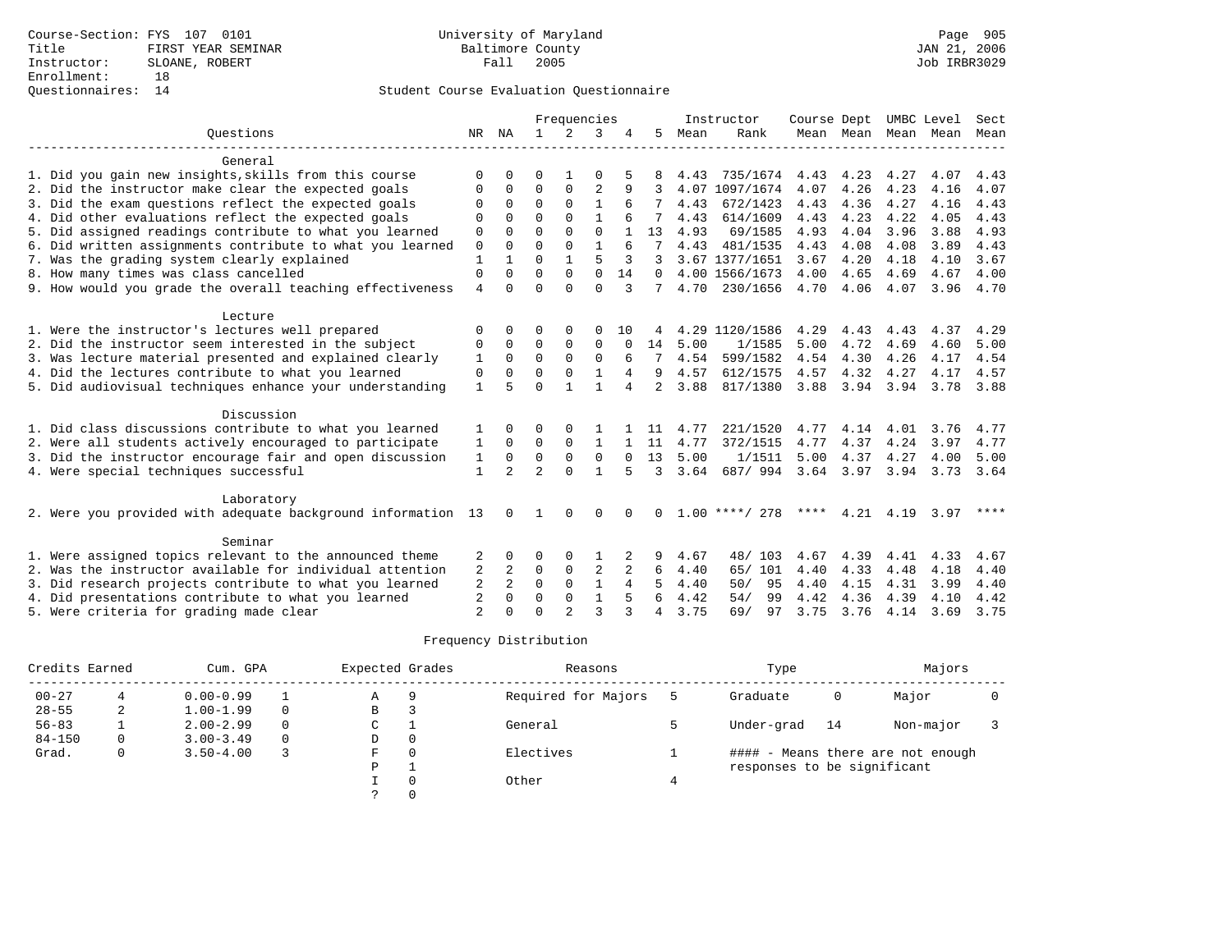Course-Section: FYS 107 0101
Title: FIRST YEAR SEMINAR
Instructor: SLOANE, ROBERT
Enrollment: 18
Questionnaires: 14

University of Maryland
Baltimore County
Fall 2005

JAN 21, 2006
Job IRBR3029

## Student Course Evaluation Questionnaire

| Questions | NR | NA | 1 | 2 | 3 | 4 | 5 | Instructor Mean | Instructor Rank | Course Mean | Dept Mean | UMBC Mean | Level Mean | Sect Mean |
|---|---|---|---|---|---|---|---|---|---|---|---|---|---|---|
| **General** | | | | | | | | | | | | | | |
| 1. Did you gain new insights,skills from this course | 0 | 0 | 0 | 1 | 0 | 5 | 8 | 4.43 | 735/1674 | 4.43 | 4.23 | 4.27 | 4.07 | 4.43 |
| 2. Did the instructor make clear the expected goals | 0 | 0 | 0 | 0 | 2 | 9 | 3 | 4.07 | 1097/1674 | 4.07 | 4.26 | 4.23 | 4.16 | 4.07 |
| 3. Did the exam questions reflect the expected goals | 0 | 0 | 0 | 0 | 1 | 6 | 7 | 4.43 | 672/1423 | 4.43 | 4.36 | 4.27 | 4.16 | 4.43 |
| 4. Did other evaluations reflect the expected goals | 0 | 0 | 0 | 0 | 1 | 6 | 7 | 4.43 | 614/1609 | 4.43 | 4.23 | 4.22 | 4.05 | 4.43 |
| 5. Did assigned readings contribute to what you learned | 0 | 0 | 0 | 0 | 0 | 1 | 13 | 4.93 | 69/1585 | 4.93 | 4.04 | 3.96 | 3.88 | 4.93 |
| 6. Did written assignments contribute to what you learned | 0 | 0 | 0 | 0 | 1 | 6 | 7 | 4.43 | 481/1535 | 4.43 | 4.08 | 4.08 | 3.89 | 4.43 |
| 7. Was the grading system clearly explained | 1 | 1 | 0 | 1 | 5 | 3 | 3 | 3.67 | 1377/1651 | 3.67 | 4.20 | 4.18 | 4.10 | 3.67 |
| 8. How many times was class cancelled | 0 | 0 | 0 | 0 | 0 | 14 | 0 | 4.00 | 1566/1673 | 4.00 | 4.65 | 4.69 | 4.67 | 4.00 |
| 9. How would you grade the overall teaching effectiveness | 4 | 0 | 0 | 0 | 0 | 3 | 7 | 4.70 | 230/1656 | 4.70 | 4.06 | 4.07 | 3.96 | 4.70 |
| **Lecture** | | | | | | | | | | | | | | |
| 1. Were the instructor's lectures well prepared | 0 | 0 | 0 | 0 | 0 | 10 | 4 | 4.29 | 1120/1586 | 4.29 | 4.43 | 4.43 | 4.37 | 4.29 |
| 2. Did the instructor seem interested in the subject | 0 | 0 | 0 | 0 | 0 | 0 | 14 | 5.00 | 1/1585 | 5.00 | 4.72 | 4.69 | 4.60 | 5.00 |
| 3. Was lecture material presented and explained clearly | 1 | 0 | 0 | 0 | 0 | 6 | 7 | 4.54 | 599/1582 | 4.54 | 4.30 | 4.26 | 4.17 | 4.54 |
| 4. Did the lectures contribute to what you learned | 0 | 0 | 0 | 0 | 1 | 4 | 9 | 4.57 | 612/1575 | 4.57 | 4.32 | 4.27 | 4.17 | 4.57 |
| 5. Did audiovisual techniques enhance your understanding | 1 | 5 | 0 | 1 | 1 | 4 | 2 | 3.88 | 817/1380 | 3.88 | 3.94 | 3.94 | 3.78 | 3.88 |
| **Discussion** | | | | | | | | | | | | | | |
| 1. Did class discussions contribute to what you learned | 1 | 0 | 0 | 0 | 1 | 1 | 11 | 4.77 | 221/1520 | 4.77 | 4.14 | 4.01 | 3.76 | 4.77 |
| 2. Were all students actively encouraged to participate | 1 | 0 | 0 | 0 | 1 | 1 | 11 | 4.77 | 372/1515 | 4.77 | 4.37 | 4.24 | 3.97 | 4.77 |
| 3. Did the instructor encourage fair and open discussion | 1 | 0 | 0 | 0 | 0 | 0 | 13 | 5.00 | 1/1511 | 5.00 | 4.37 | 4.27 | 4.00 | 5.00 |
| 4. Were special techniques successful | 1 | 2 | 2 | 0 | 1 | 5 | 3 | 3.64 | 687/ 994 | 3.64 | 3.97 | 3.94 | 3.73 | 3.64 |
| **Laboratory** | | | | | | | | | | | | | | |
| 2. Were you provided with adequate background information | 13 | 0 | 1 | 0 | 0 | 0 | 0 | 1.00 | ****/ 278 | **** | 4.21 | 4.19 | 3.97 | **** |
| **Seminar** | | | | | | | | | | | | | | |
| 1. Were assigned topics relevant to the announced theme | 2 | 0 | 0 | 0 | 1 | 2 | 9 | 4.67 | 48/ 103 | 4.67 | 4.39 | 4.41 | 4.33 | 4.67 |
| 2. Was the instructor available for individual attention | 2 | 2 | 0 | 0 | 2 | 2 | 6 | 4.40 | 65/ 101 | 4.40 | 4.33 | 4.48 | 4.18 | 4.40 |
| 3. Did research projects contribute to what you learned | 2 | 2 | 0 | 0 | 1 | 4 | 5 | 4.40 | 50/ 95 | 4.40 | 4.15 | 4.31 | 3.99 | 4.40 |
| 4. Did presentations contribute to what you learned | 2 | 0 | 0 | 0 | 1 | 5 | 6 | 4.42 | 54/ 99 | 4.42 | 4.36 | 4.39 | 4.10 | 4.42 |
| 5. Were criteria for grading made clear | 2 | 0 | 0 | 2 | 3 | 3 | 4 | 3.75 | 69/ 97 | 3.75 | 3.76 | 4.14 | 3.69 | 3.75 |

## Frequency Distribution

| Credits Earned | | Cum. GPA | | Expected Grades | | Reasons | | Type | | Majors | |
|---|---|---|---|---|---|---|---|---|---|---|---|
| 00-27 | 4 | 0.00-0.99 | 1 | A | 9 | Required for Majors | 5 | Graduate | 0 | Major | 0 |
| 28-55 | 2 | 1.00-1.99 | 0 | B | 3 | | | | | | |
| 56-83 | 1 | 2.00-2.99 | 0 | C | 1 | General | 5 | Under-grad | 14 | Non-major | 3 |
| 84-150 | 0 | 3.00-3.49 | 0 | D | 0 | | | | | | |
| Grad. | 0 | 3.50-4.00 | 3 | F | 0 | Electives | 1 | | | | |
| | | | | P | 1 | | | | | | |
| | | | | I | 0 | Other | 4 | | | | |
| | | | | ? | 0 | | | | | | |

#### - Means there are not enough responses to be significant